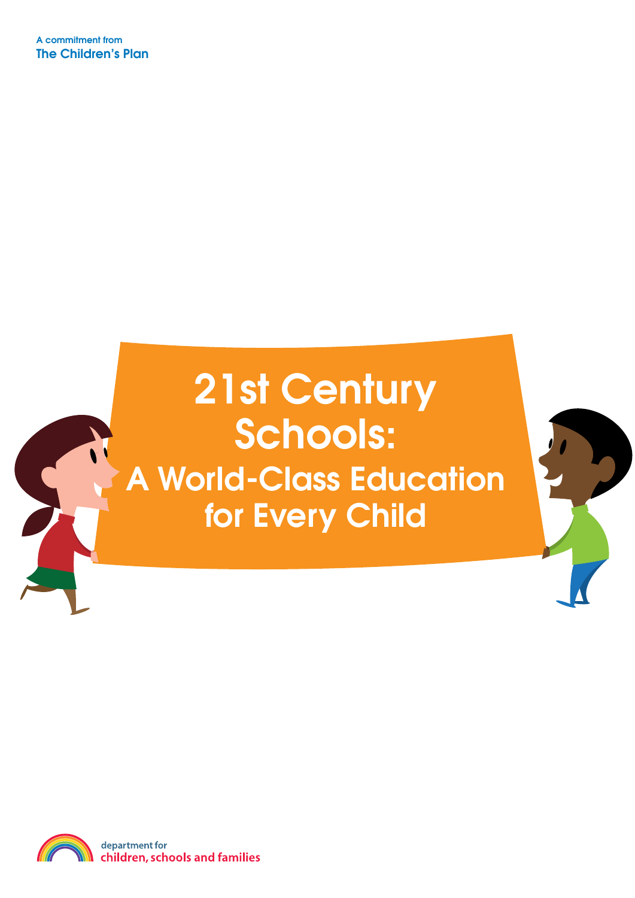A commitment from
The Children's Plan

# 21st Century Schools: A World-Class Education for Every Child

department for
children, schools and families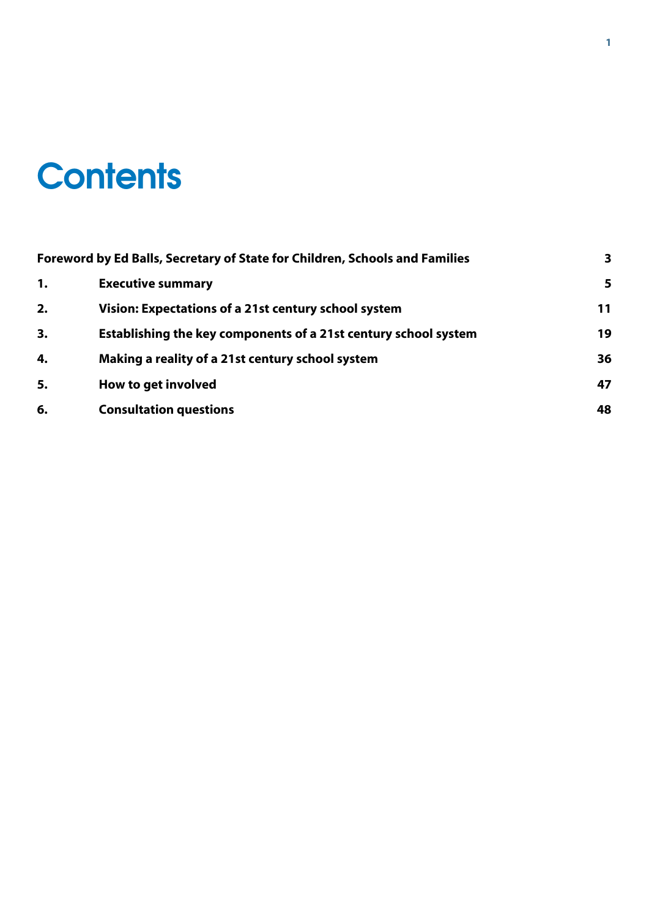# Contents

| | | |
|---|---|---|
| **Foreword by Ed Balls, Secretary of State for Children, Schools and Families** | | **3** |
| **1.** | **Executive summary** | **5** |
| **2.** | **Vision: Expectations of a 21st century school system** | **11** |
| **3.** | **Establishing the key components of a 21st century school system** | **19** |
| **4.** | **Making a reality of a 21st century school system** | **36** |
| **5.** | **How to get involved** | **47** |
| **6.** | **Consultation questions** | **48** |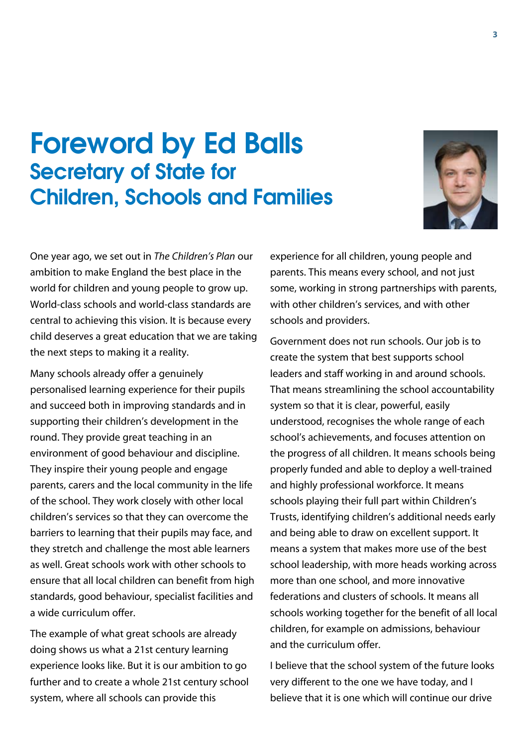# Foreword by Ed Balls
## Secretary of State for Children, Schools and Families

One year ago, we set out in *The Children's Plan* our ambition to make England the best place in the world for children and young people to grow up. World-class schools and world-class standards are central to achieving this vision. It is because every child deserves a great education that we are taking the next steps to making it a reality.

Many schools already offer a genuinely personalised learning experience for their pupils and succeed both in improving standards and in supporting their children's development in the round. They provide great teaching in an environment of good behaviour and discipline. They inspire their young people and engage parents, carers and the local community in the life of the school. They work closely with other local children's services so that they can overcome the barriers to learning that their pupils may face, and they stretch and challenge the most able learners as well. Great schools work with other schools to ensure that all local children can benefit from high standards, good behaviour, specialist facilities and a wide curriculum offer.

The example of what great schools are already doing shows us what a 21st century learning experience looks like. But it is our ambition to go further and to create a whole 21st century school system, where all schools can provide this experience for all children, young people and parents. This means every school, and not just some, working in strong partnerships with parents, with other children's services, and with other schools and providers.

Government does not run schools. Our job is to create the system that best supports school leaders and staff working in and around schools. That means streamlining the school accountability system so that it is clear, powerful, easily understood, recognises the whole range of each school's achievements, and focuses attention on the progress of all children. It means schools being properly funded and able to deploy a well-trained and highly professional workforce. It means schools playing their full part within Children's Trusts, identifying children's additional needs early and being able to draw on excellent support. It means a system that makes more use of the best school leadership, with more heads working across more than one school, and more innovative federations and clusters of schools. It means all schools working together for the benefit of all local children, for example on admissions, behaviour and the curriculum offer.

I believe that the school system of the future looks very different to the one we have today, and I believe that it is one which will continue our drive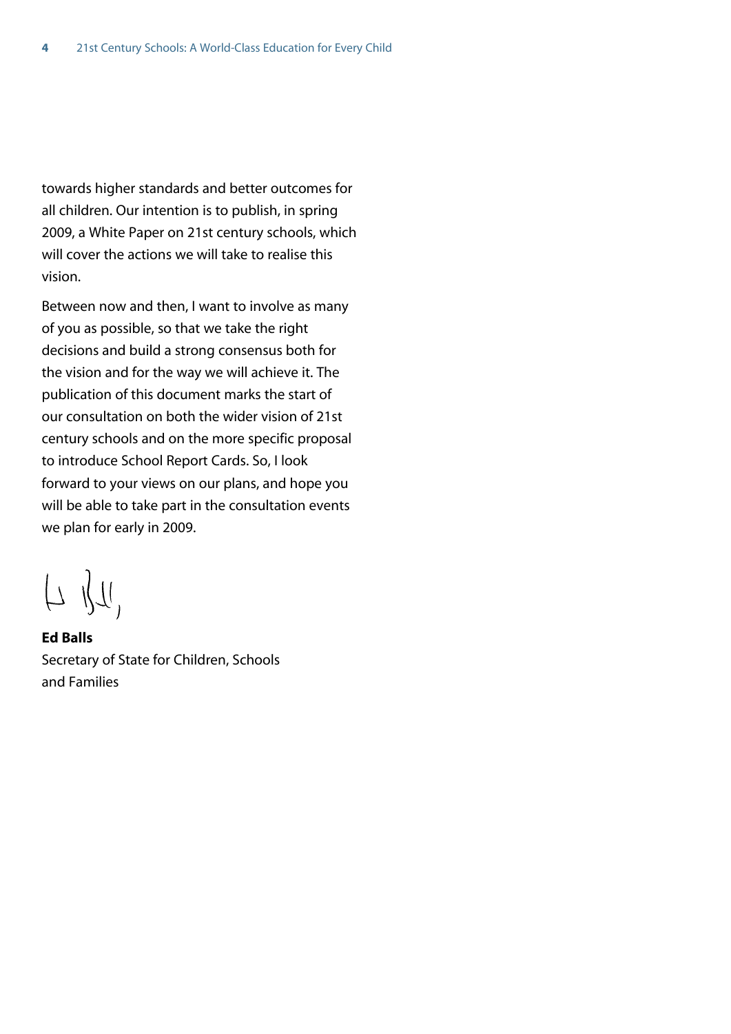towards higher standards and better outcomes for all children. Our intention is to publish, in spring 2009, a White Paper on 21st century schools, which will cover the actions we will take to realise this vision.

Between now and then, I want to involve as many of you as possible, so that we take the right decisions and build a strong consensus both for the vision and for the way we will achieve it. The publication of this document marks the start of our consultation on both the wider vision of 21st century schools and on the more specific proposal to introduce School Report Cards. So, I look forward to your views on our plans, and hope you will be able to take part in the consultation events we plan for early in 2009.

**Ed Balls**
Secretary of State for Children, Schools and Families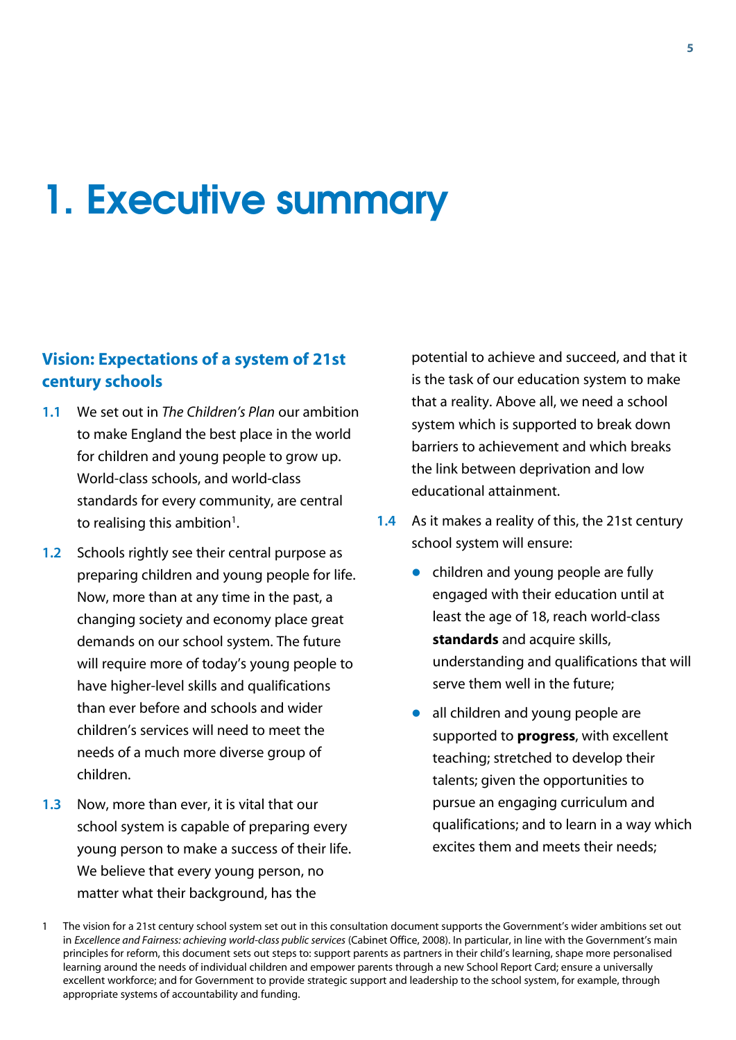# 1. Executive summary

## Vision: Expectations of a system of 21st century schools

**1.1** We set out in *The Children's Plan* our ambition to make England the best place in the world for children and young people to grow up. World-class schools, and world-class standards for every community, are central to realising this ambition[1].

**1.2** Schools rightly see their central purpose as preparing children and young people for life. Now, more than at any time in the past, a changing society and economy place great demands on our school system. The future will require more of today's young people to have higher-level skills and qualifications than ever before and schools and wider children's services will need to meet the needs of a much more diverse group of children.

**1.3** Now, more than ever, it is vital that our school system is capable of preparing every young person to make a success of their life. We believe that every young person, no matter what their background, has the potential to achieve and succeed, and that it is the task of our education system to make that a reality. Above all, we need a school system which is supported to break down barriers to achievement and which breaks the link between deprivation and low educational attainment.

**1.4** As it makes a reality of this, the 21st century school system will ensure:

- children and young people are fully engaged with their education until at least the age of 18, reach world-class **standards** and acquire skills, understanding and qualifications that will serve them well in the future;
- all children and young people are supported to **progress**, with excellent teaching; stretched to develop their talents; given the opportunities to pursue an engaging curriculum and qualifications; and to learn in a way which excites them and meets their needs;

1 The vision for a 21st century school system set out in this consultation document supports the Government's wider ambitions set out in *Excellence and Fairness: achieving world-class public services* (Cabinet Office, 2008). In particular, in line with the Government's main principles for reform, this document sets out steps to: support parents as partners in their child's learning, shape more personalised learning around the needs of individual children and empower parents through a new School Report Card; ensure a universally excellent workforce; and for Government to provide strategic support and leadership to the school system, for example, through appropriate systems of accountability and funding.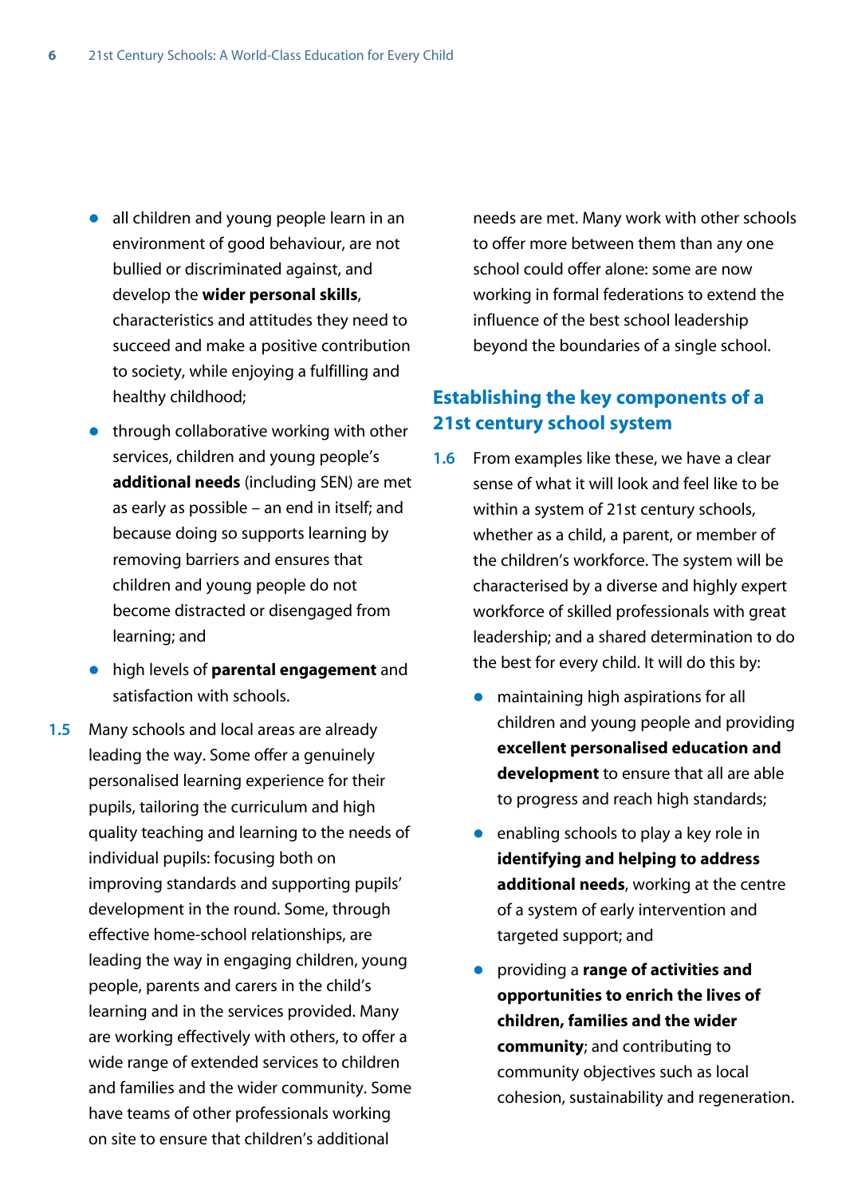- all children and young people learn in an environment of good behaviour, are not bullied or discriminated against, and develop the **wider personal skills**, characteristics and attitudes they need to succeed and make a positive contribution to society, while enjoying a fulfilling and healthy childhood;
- through collaborative working with other services, children and young people's **additional needs** (including SEN) are met as early as possible – an end in itself; and because doing so supports learning by removing barriers and ensures that children and young people do not become distracted or disengaged from learning; and
- high levels of **parental engagement** and satisfaction with schools.

**1.5** Many schools and local areas are already leading the way. Some offer a genuinely personalised learning experience for their pupils, tailoring the curriculum and high quality teaching and learning to the needs of individual pupils: focusing both on improving standards and supporting pupils' development in the round. Some, through effective home-school relationships, are leading the way in engaging children, young people, parents and carers in the child's learning and in the services provided. Many are working effectively with others, to offer a wide range of extended services to children and families and the wider community. Some have teams of other professionals working on site to ensure that children's additional needs are met. Many work with other schools to offer more between them than any one school could offer alone: some are now working in formal federations to extend the influence of the best school leadership beyond the boundaries of a single school.

## Establishing the key components of a 21st century school system

**1.6** From examples like these, we have a clear sense of what it will look and feel like to be within a system of 21st century schools, whether as a child, a parent, or member of the children's workforce. The system will be characterised by a diverse and highly expert workforce of skilled professionals with great leadership; and a shared determination to do the best for every child. It will do this by:

- maintaining high aspirations for all children and young people and providing **excellent personalised education and development** to ensure that all are able to progress and reach high standards;
- enabling schools to play a key role in **identifying and helping to address additional needs**, working at the centre of a system of early intervention and targeted support; and
- providing a **range of activities and opportunities to enrich the lives of children, families and the wider community**; and contributing to community objectives such as local cohesion, sustainability and regeneration.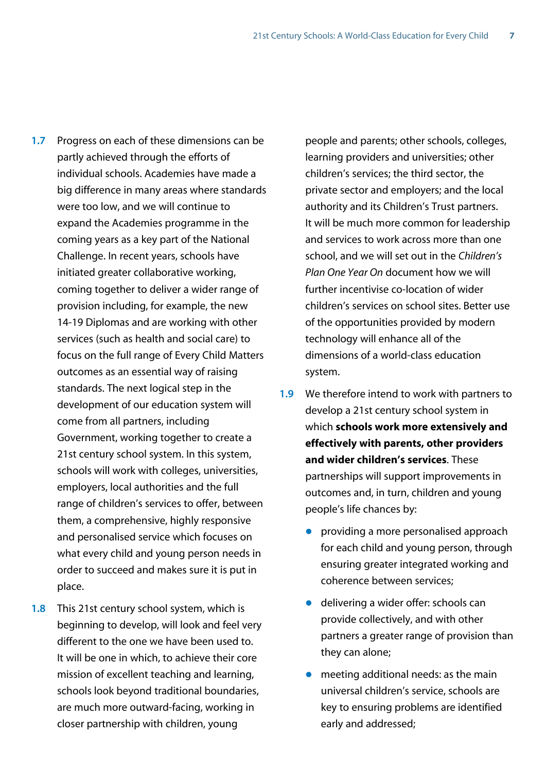**1.7** Progress on each of these dimensions can be partly achieved through the efforts of individual schools. Academies have made a big difference in many areas where standards were too low, and we will continue to expand the Academies programme in the coming years as a key part of the National Challenge. In recent years, schools have initiated greater collaborative working, coming together to deliver a wider range of provision including, for example, the new 14-19 Diplomas and are working with other services (such as health and social care) to focus on the full range of Every Child Matters outcomes as an essential way of raising standards. The next logical step in the development of our education system will come from all partners, including Government, working together to create a 21st century school system. In this system, schools will work with colleges, universities, employers, local authorities and the full range of children's services to offer, between them, a comprehensive, highly responsive and personalised service which focuses on what every child and young person needs in order to succeed and makes sure it is put in place.

**1.8** This 21st century school system, which is beginning to develop, will look and feel very different to the one we have been used to. It will be one in which, to achieve their core mission of excellent teaching and learning, schools look beyond traditional boundaries, are much more outward-facing, working in closer partnership with children, young people and parents; other schools, colleges, learning providers and universities; other children's services; the third sector, the private sector and employers; and the local authority and its Children's Trust partners. It will be much more common for leadership and services to work across more than one school, and we will set out in the *Children's Plan One Year On* document how we will further incentivise co-location of wider children's services on school sites. Better use of the opportunities provided by modern technology will enhance all of the dimensions of a world-class education system.

**1.9** We therefore intend to work with partners to develop a 21st century school system in which **schools work more extensively and effectively with parents, other providers and wider children's services**. These partnerships will support improvements in outcomes and, in turn, children and young people's life chances by:

- providing a more personalised approach for each child and young person, through ensuring greater integrated working and coherence between services;
- delivering a wider offer: schools can provide collectively, and with other partners a greater range of provision than they can alone;
- meeting additional needs: as the main universal children's service, schools are key to ensuring problems are identified early and addressed;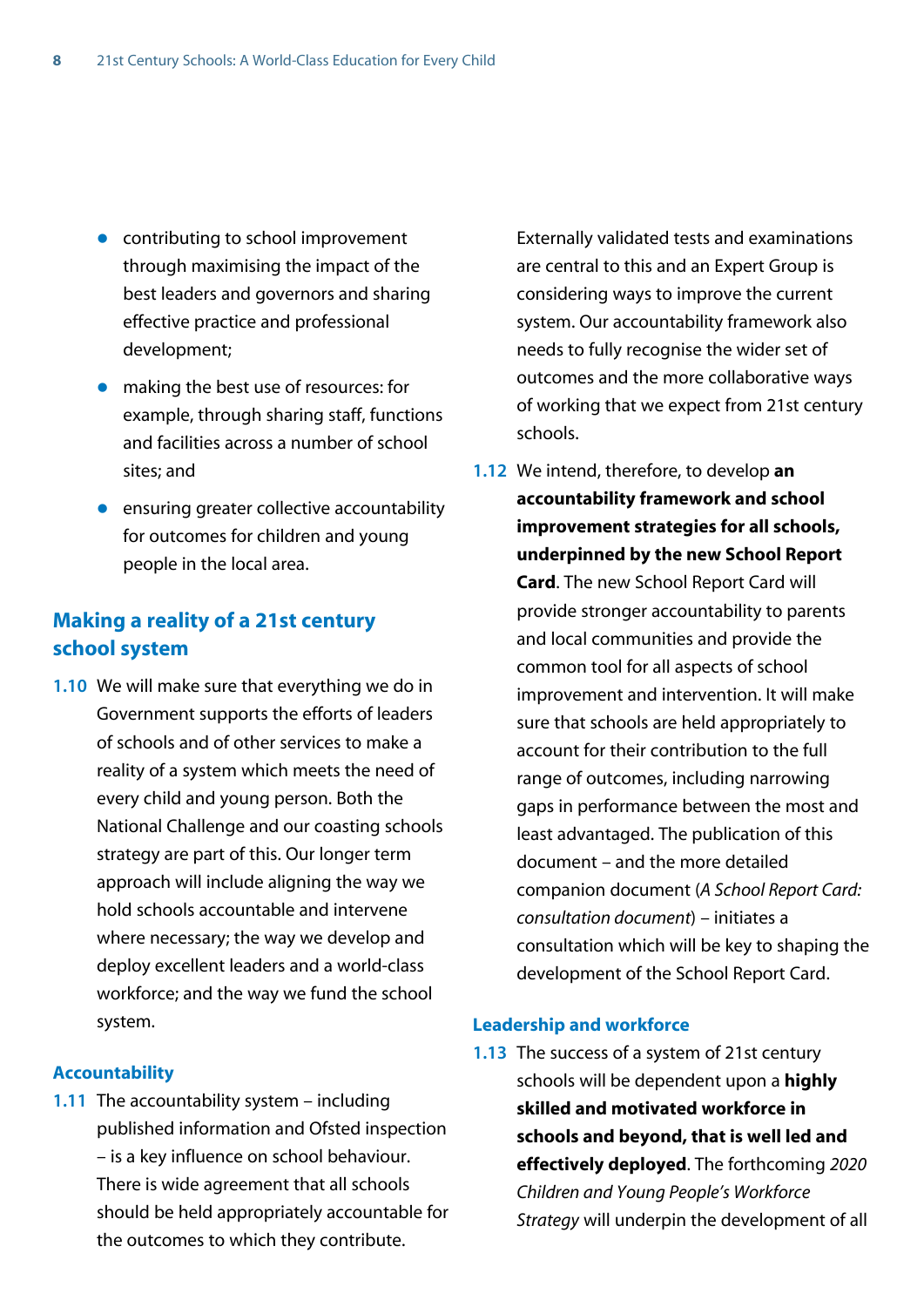- contributing to school improvement through maximising the impact of the best leaders and governors and sharing effective practice and professional development;
- making the best use of resources: for example, through sharing staff, functions and facilities across a number of school sites; and
- ensuring greater collective accountability for outcomes for children and young people in the local area.

## Making a reality of a 21st century school system

1.10 We will make sure that everything we do in Government supports the efforts of leaders of schools and of other services to make a reality of a system which meets the need of every child and young person. Both the National Challenge and our coasting schools strategy are part of this. Our longer term approach will include aligning the way we hold schools accountable and intervene where necessary; the way we develop and deploy excellent leaders and a world-class workforce; and the way we fund the school system.

### Accountability

1.11 The accountability system – including published information and Ofsted inspection – is a key influence on school behaviour. There is wide agreement that all schools should be held appropriately accountable for the outcomes to which they contribute. Externally validated tests and examinations are central to this and an Expert Group is considering ways to improve the current system. Our accountability framework also needs to fully recognise the wider set of outcomes and the more collaborative ways of working that we expect from 21st century schools.

1.12 We intend, therefore, to develop **an accountability framework and school improvement strategies for all schools, underpinned by the new School Report Card**. The new School Report Card will provide stronger accountability to parents and local communities and provide the common tool for all aspects of school improvement and intervention. It will make sure that schools are held appropriately to account for their contribution to the full range of outcomes, including narrowing gaps in performance between the most and least advantaged. The publication of this document – and the more detailed companion document (*A School Report Card: consultation document*) – initiates a consultation which will be key to shaping the development of the School Report Card.

### Leadership and workforce

1.13 The success of a system of 21st century schools will be dependent upon a **highly skilled and motivated workforce in schools and beyond, that is well led and effectively deployed**. The forthcoming *2020 Children and Young People's Workforce Strategy* will underpin the development of all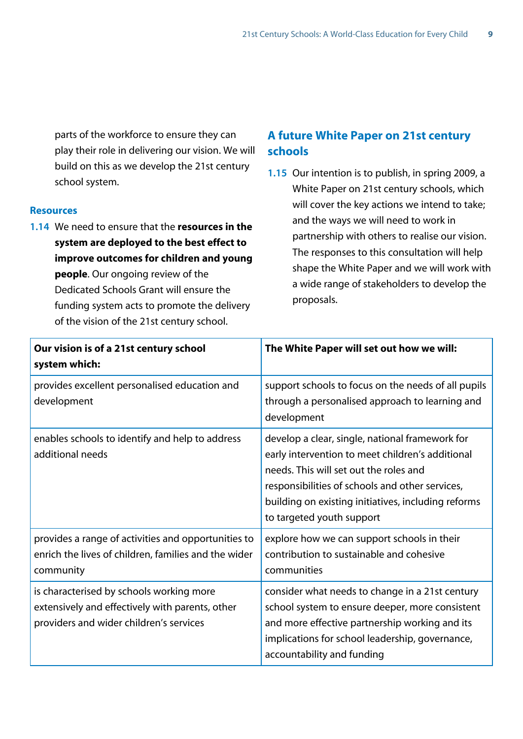parts of the workforce to ensure they can play their role in delivering our vision. We will build on this as we develop the 21st century school system.

### Resources

**1.14** We need to ensure that the **resources in the system are deployed to the best effect to improve outcomes for children and young people**. Our ongoing review of the Dedicated Schools Grant will ensure the funding system acts to promote the delivery of the vision of the 21st century school.

## A future White Paper on 21st century schools

**1.15** Our intention is to publish, in spring 2009, a White Paper on 21st century schools, which will cover the key actions we intend to take; and the ways we will need to work in partnership with others to realise our vision. The responses to this consultation will help shape the White Paper and we will work with a wide range of stakeholders to develop the proposals.

| **Our vision is of a 21st century school system which:** | **The White Paper will set out how we will:** |
|---|---|
| provides excellent personalised education and development | support schools to focus on the needs of all pupils through a personalised approach to learning and development |
| enables schools to identify and help to address additional needs | develop a clear, single, national framework for early intervention to meet children's additional needs. This will set out the roles and responsibilities of schools and other services, building on existing initiatives, including reforms to targeted youth support |
| provides a range of activities and opportunities to enrich the lives of children, families and the wider community | explore how we can support schools in their contribution to sustainable and cohesive communities |
| is characterised by schools working more extensively and effectively with parents, other providers and wider children's services | consider what needs to change in a 21st century school system to ensure deeper, more consistent and more effective partnership working and its implications for school leadership, governance, accountability and funding |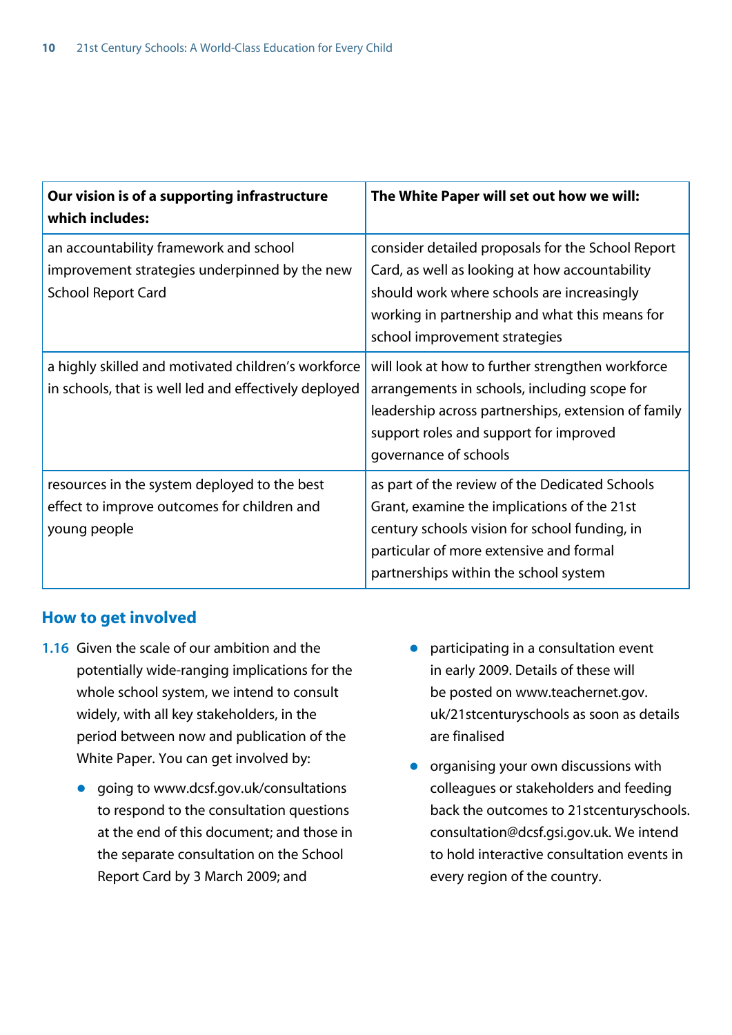| Our vision is of a supporting infrastructure which includes: | The White Paper will set out how we will: |
|---|---|
| an accountability framework and school improvement strategies underpinned by the new School Report Card | consider detailed proposals for the School Report Card, as well as looking at how accountability should work where schools are increasingly working in partnership and what this means for school improvement strategies |
| a highly skilled and motivated children's workforce in schools, that is well led and effectively deployed | will look at how to further strengthen workforce arrangements in schools, including scope for leadership across partnerships, extension of family support roles and support for improved governance of schools |
| resources in the system deployed to the best effect to improve outcomes for children and young people | as part of the review of the Dedicated Schools Grant, examine the implications of the 21st century schools vision for school funding, in particular of more extensive and formal partnerships within the school system |

## How to get involved

**1.16** Given the scale of our ambition and the potentially wide-ranging implications for the whole school system, we intend to consult widely, with all key stakeholders, in the period between now and publication of the White Paper. You can get involved by:

- going to www.dcsf.gov.uk/consultations to respond to the consultation questions at the end of this document; and those in the separate consultation on the School Report Card by 3 March 2009; and
- participating in a consultation event in early 2009. Details of these will be posted on www.teachernet.gov.uk/21stcenturyschools as soon as details are finalised
- organising your own discussions with colleagues or stakeholders and feeding back the outcomes to 21stcenturyschools.consultation@dcsf.gsi.gov.uk. We intend to hold interactive consultation events in every region of the country.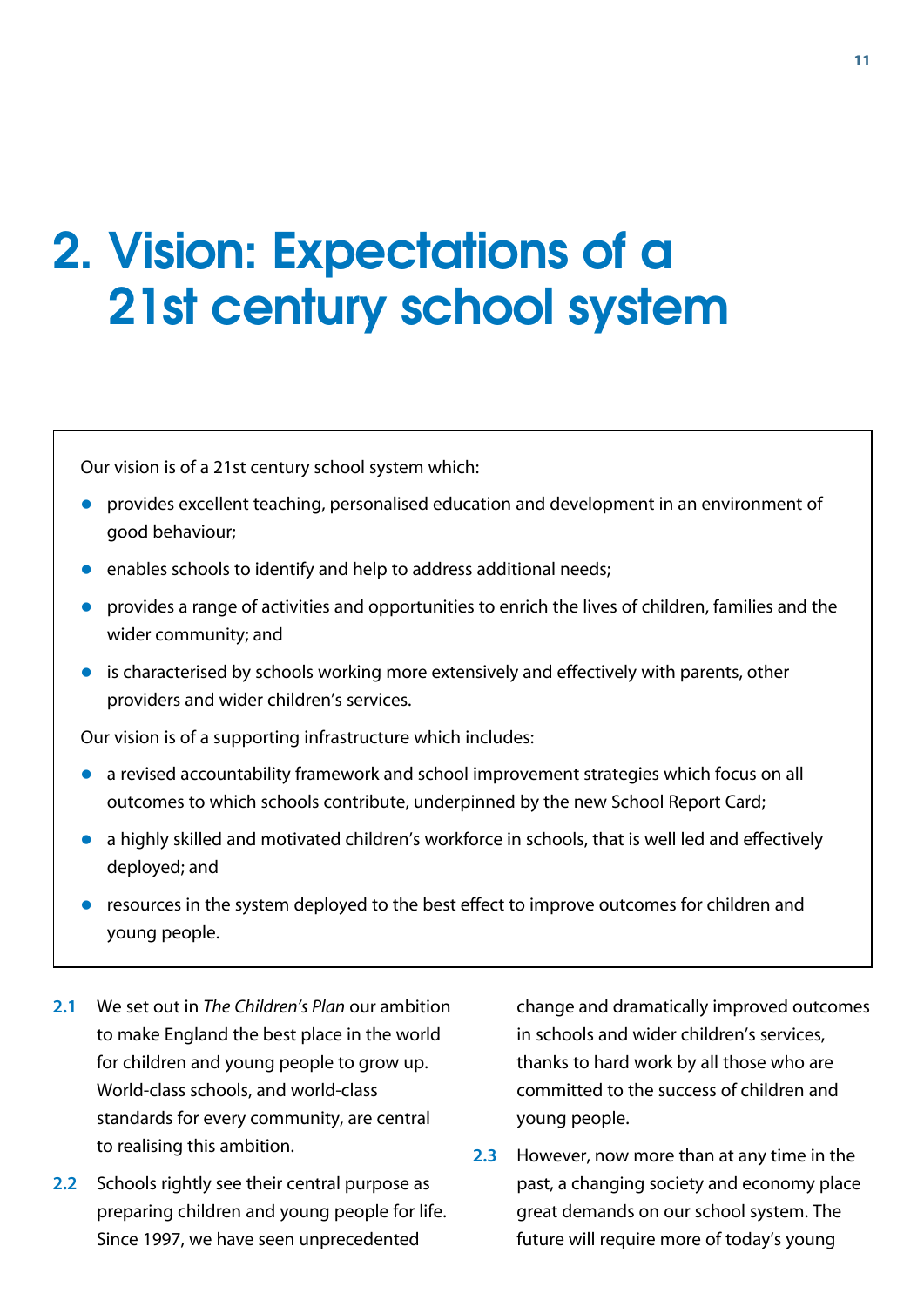# 2. Vision: Expectations of a 21st century school system

Our vision is of a 21st century school system which:

- provides excellent teaching, personalised education and development in an environment of good behaviour;
- enables schools to identify and help to address additional needs;
- provides a range of activities and opportunities to enrich the lives of children, families and the wider community; and
- is characterised by schools working more extensively and effectively with parents, other providers and wider children's services.

Our vision is of a supporting infrastructure which includes:

- a revised accountability framework and school improvement strategies which focus on all outcomes to which schools contribute, underpinned by the new School Report Card;
- a highly skilled and motivated children's workforce in schools, that is well led and effectively deployed; and
- resources in the system deployed to the best effect to improve outcomes for children and young people.

**2.1** We set out in *The Children's Plan* our ambition to make England the best place in the world for children and young people to grow up. World-class schools, and world-class standards for every community, are central to realising this ambition.

**2.2** Schools rightly see their central purpose as preparing children and young people for life. Since 1997, we have seen unprecedented change and dramatically improved outcomes in schools and wider children's services, thanks to hard work by all those who are committed to the success of children and young people.

**2.3** However, now more than at any time in the past, a changing society and economy place great demands on our school system. The future will require more of today's young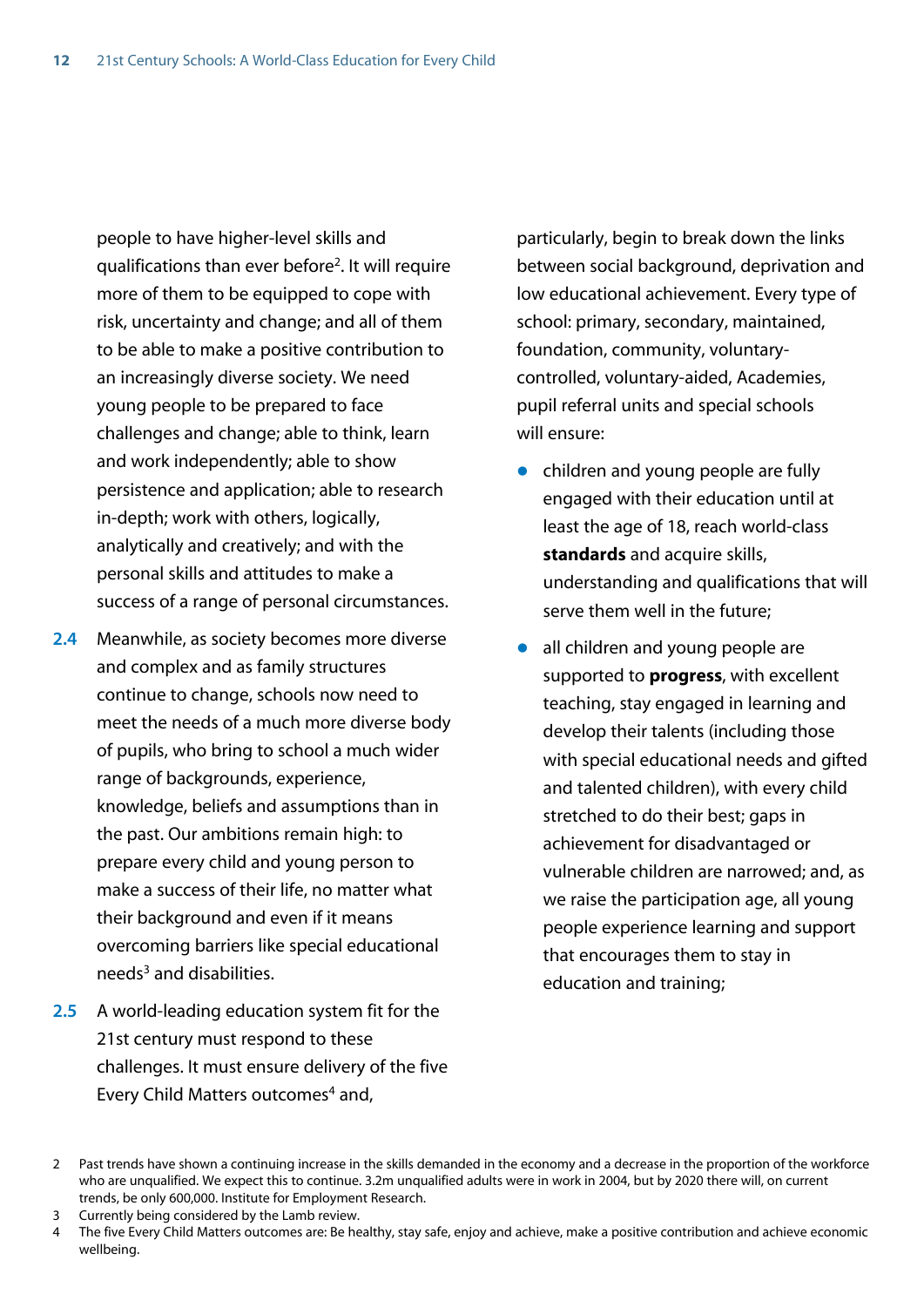people to have higher-level skills and qualifications than ever before[2]. It will require more of them to be equipped to cope with risk, uncertainty and change; and all of them to be able to make a positive contribution to an increasingly diverse society. We need young people to be prepared to face challenges and change; able to think, learn and work independently; able to show persistence and application; able to research in-depth; work with others, logically, analytically and creatively; and with the personal skills and attitudes to make a success of a range of personal circumstances.

**2.4** Meanwhile, as society becomes more diverse and complex and as family structures continue to change, schools now need to meet the needs of a much more diverse body of pupils, who bring to school a much wider range of backgrounds, experience, knowledge, beliefs and assumptions than in the past. Our ambitions remain high: to prepare every child and young person to make a success of their life, no matter what their background and even if it means overcoming barriers like special educational needs[3] and disabilities.

**2.5** A world-leading education system fit for the 21st century must respond to these challenges. It must ensure delivery of the five Every Child Matters outcomes[4] and, particularly, begin to break down the links between social background, deprivation and low educational achievement. Every type of school: primary, secondary, maintained, foundation, community, voluntary-controlled, voluntary-aided, Academies, pupil referral units and special schools will ensure:

- children and young people are fully engaged with their education until at least the age of 18, reach world-class **standards** and acquire skills, understanding and qualifications that will serve them well in the future;
- all children and young people are supported to **progress**, with excellent teaching, stay engaged in learning and develop their talents (including those with special educational needs and gifted and talented children), with every child stretched to do their best; gaps in achievement for disadvantaged or vulnerable children are narrowed; and, as we raise the participation age, all young people experience learning and support that encourages them to stay in education and training;

---

2 Past trends have shown a continuing increase in the skills demanded in the economy and a decrease in the proportion of the workforce who are unqualified. We expect this to continue. 3.2m unqualified adults were in work in 2004, but by 2020 there will, on current trends, be only 600,000. Institute for Employment Research.

3 Currently being considered by the Lamb review.

4 The five Every Child Matters outcomes are: Be healthy, stay safe, enjoy and achieve, make a positive contribution and achieve economic wellbeing.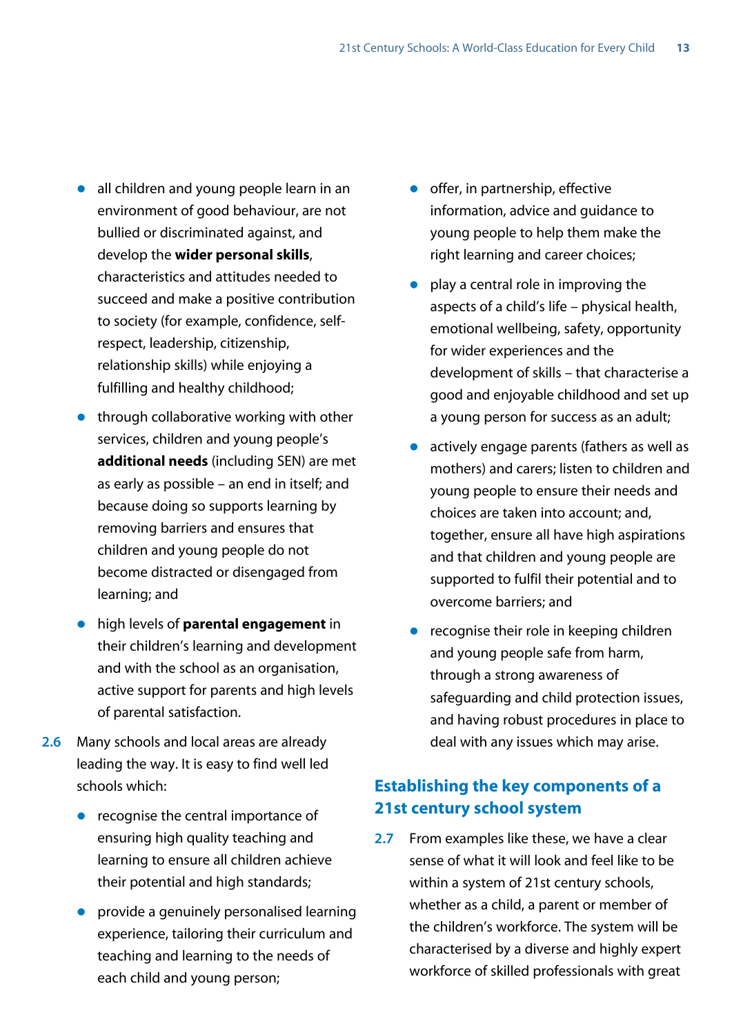- all children and young people learn in an environment of good behaviour, are not bullied or discriminated against, and develop the **wider personal skills**, characteristics and attitudes needed to succeed and make a positive contribution to society (for example, confidence, self-respect, leadership, citizenship, relationship skills) while enjoying a fulfilling and healthy childhood;
- through collaborative working with other services, children and young people's **additional needs** (including SEN) are met as early as possible – an end in itself; and because doing so supports learning by removing barriers and ensures that children and young people do not become distracted or disengaged from learning; and
- high levels of **parental engagement** in their children's learning and development and with the school as an organisation, active support for parents and high levels of parental satisfaction.

**2.6** Many schools and local areas are already leading the way. It is easy to find well led schools which:

- recognise the central importance of ensuring high quality teaching and learning to ensure all children achieve their potential and high standards;
- provide a genuinely personalised learning experience, tailoring their curriculum and teaching and learning to the needs of each child and young person;
- offer, in partnership, effective information, advice and guidance to young people to help them make the right learning and career choices;
- play a central role in improving the aspects of a child's life – physical health, emotional wellbeing, safety, opportunity for wider experiences and the development of skills – that characterise a good and enjoyable childhood and set up a young person for success as an adult;
- actively engage parents (fathers as well as mothers) and carers; listen to children and young people to ensure their needs and choices are taken into account; and, together, ensure all have high aspirations and that children and young people are supported to fulfil their potential and to overcome barriers; and
- recognise their role in keeping children and young people safe from harm, through a strong awareness of safeguarding and child protection issues, and having robust procedures in place to deal with any issues which may arise.

## Establishing the key components of a 21st century school system

**2.7** From examples like these, we have a clear sense of what it will look and feel like to be within a system of 21st century schools, whether as a child, a parent or member of the children's workforce. The system will be characterised by a diverse and highly expert workforce of skilled professionals with great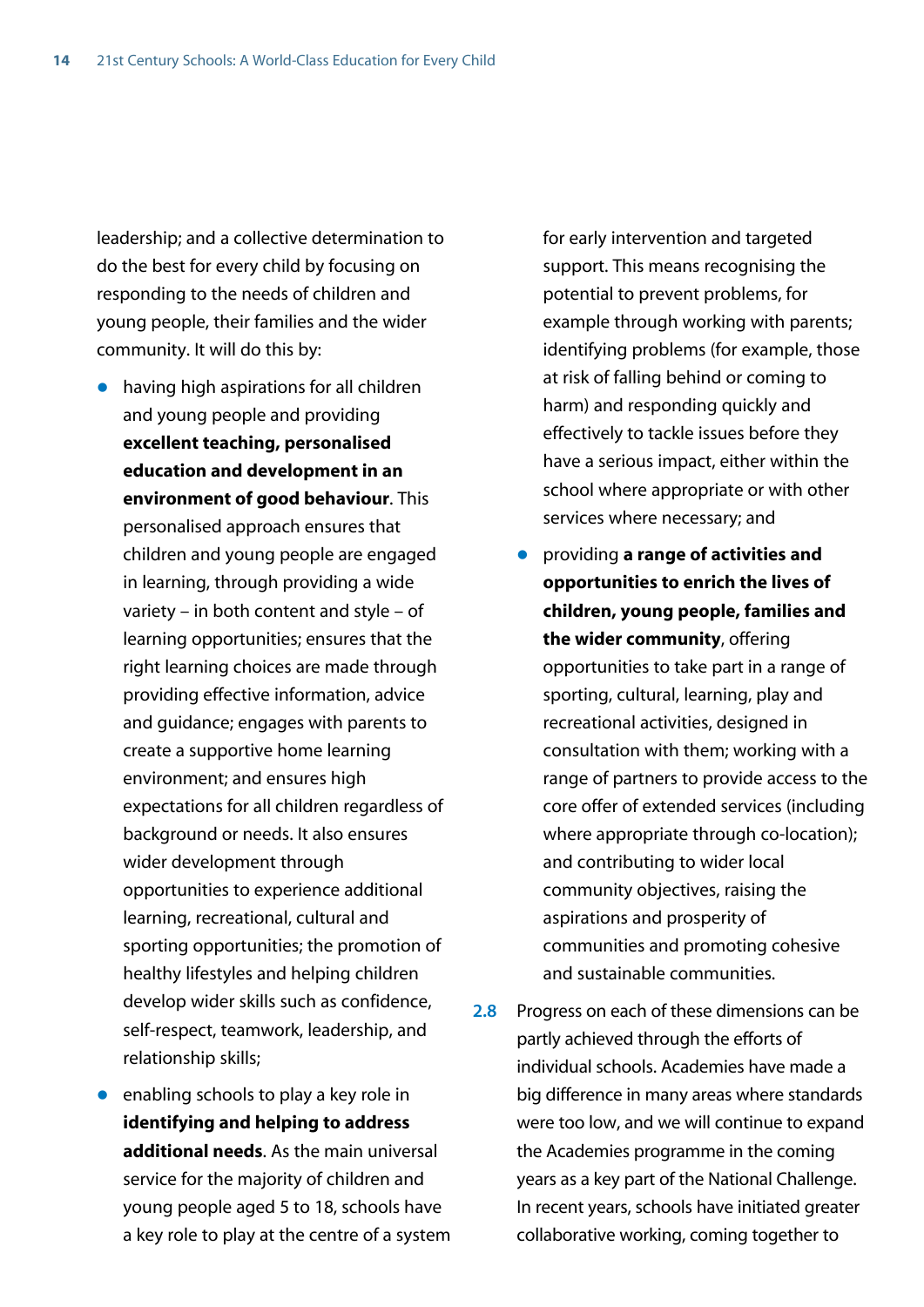leadership; and a collective determination to do the best for every child by focusing on responding to the needs of children and young people, their families and the wider community. It will do this by:

- having high aspirations for all children and young people and providing **excellent teaching, personalised education and development in an environment of good behaviour**. This personalised approach ensures that children and young people are engaged in learning, through providing a wide variety – in both content and style – of learning opportunities; ensures that the right learning choices are made through providing effective information, advice and guidance; engages with parents to create a supportive home learning environment; and ensures high expectations for all children regardless of background or needs. It also ensures wider development through opportunities to experience additional learning, recreational, cultural and sporting opportunities; the promotion of healthy lifestyles and helping children develop wider skills such as confidence, self-respect, teamwork, leadership, and relationship skills;
- enabling schools to play a key role in **identifying and helping to address additional needs**. As the main universal service for the majority of children and young people aged 5 to 18, schools have a key role to play at the centre of a system for early intervention and targeted support. This means recognising the potential to prevent problems, for example through working with parents; identifying problems (for example, those at risk of falling behind or coming to harm) and responding quickly and effectively to tackle issues before they have a serious impact, either within the school where appropriate or with other services where necessary; and
- providing **a range of activities and opportunities to enrich the lives of children, young people, families and the wider community**, offering opportunities to take part in a range of sporting, cultural, learning, play and recreational activities, designed in consultation with them; working with a range of partners to provide access to the core offer of extended services (including where appropriate through co-location); and contributing to wider local community objectives, raising the aspirations and prosperity of communities and promoting cohesive and sustainable communities.

**2.8** Progress on each of these dimensions can be partly achieved through the efforts of individual schools. Academies have made a big difference in many areas where standards were too low, and we will continue to expand the Academies programme in the coming years as a key part of the National Challenge. In recent years, schools have initiated greater collaborative working, coming together to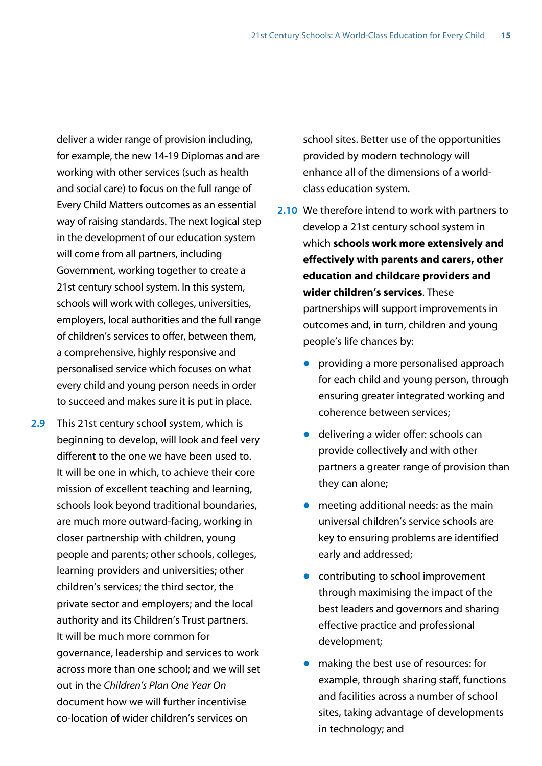deliver a wider range of provision including, for example, the new 14-19 Diplomas and are working with other services (such as health and social care) to focus on the full range of Every Child Matters outcomes as an essential way of raising standards. The next logical step in the development of our education system will come from all partners, including Government, working together to create a 21st century school system. In this system, schools will work with colleges, universities, employers, local authorities and the full range of children's services to offer, between them, a comprehensive, highly responsive and personalised service which focuses on what every child and young person needs in order to succeed and makes sure it is put in place.

**2.9** This 21st century school system, which is beginning to develop, will look and feel very different to the one we have been used to. It will be one in which, to achieve their core mission of excellent teaching and learning, schools look beyond traditional boundaries, are much more outward-facing, working in closer partnership with children, young people and parents; other schools, colleges, learning providers and universities; other children's services; the third sector, the private sector and employers; and the local authority and its Children's Trust partners. It will be much more common for governance, leadership and services to work across more than one school; and we will set out in the *Children's Plan One Year On* document how we will further incentivise co-location of wider children's services on school sites. Better use of the opportunities provided by modern technology will enhance all of the dimensions of a world-class education system.

**2.10** We therefore intend to work with partners to develop a 21st century school system in which **schools work more extensively and effectively with parents and carers, other education and childcare providers and wider children's services**. These partnerships will support improvements in outcomes and, in turn, children and young people's life chances by:

- providing a more personalised approach for each child and young person, through ensuring greater integrated working and coherence between services;
- delivering a wider offer: schools can provide collectively and with other partners a greater range of provision than they can alone;
- meeting additional needs: as the main universal children's service schools are key to ensuring problems are identified early and addressed;
- contributing to school improvement through maximising the impact of the best leaders and governors and sharing effective practice and professional development;
- making the best use of resources: for example, through sharing staff, functions and facilities across a number of school sites, taking advantage of developments in technology; and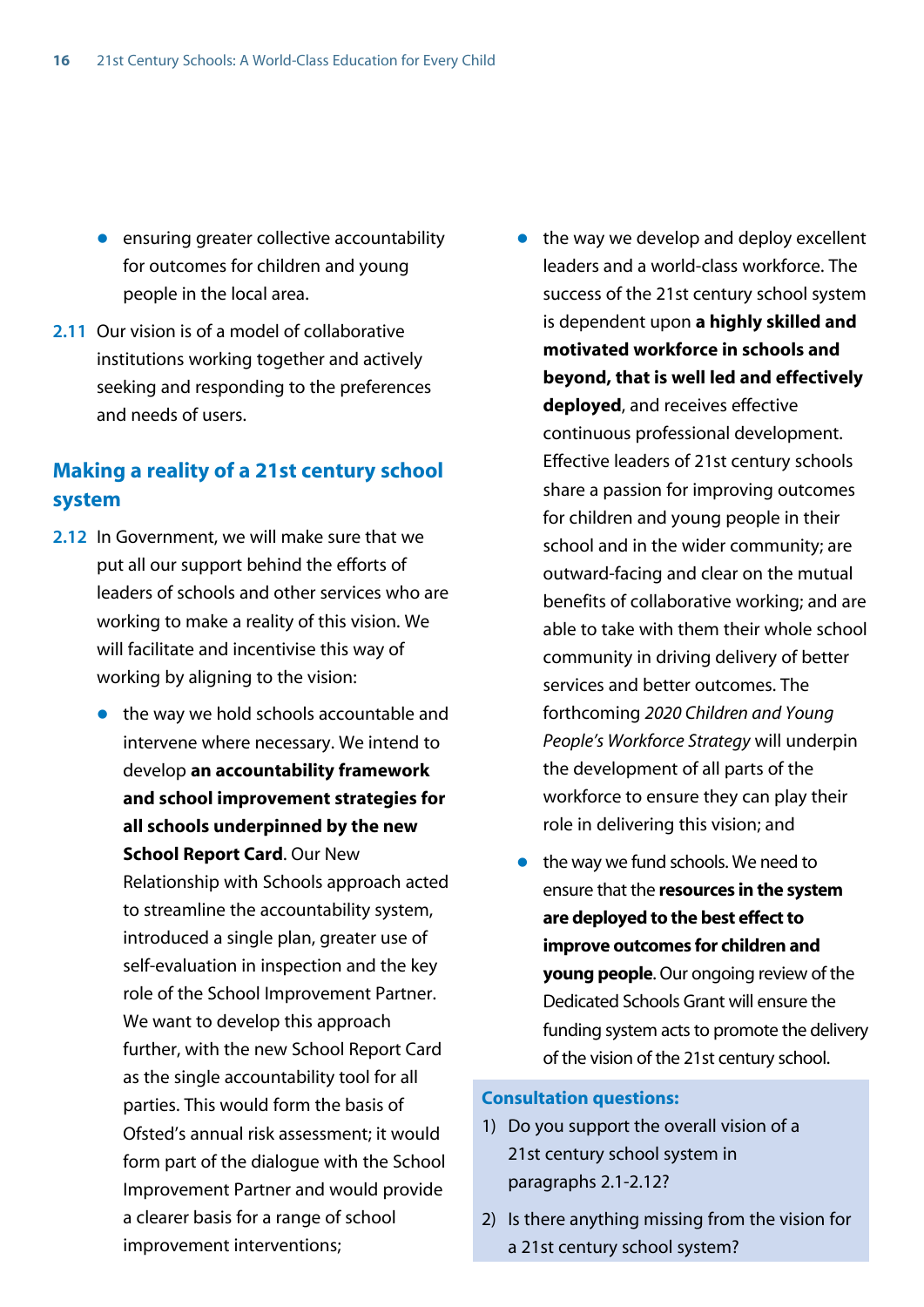- ensuring greater collective accountability for outcomes for children and young people in the local area.

2.11 Our vision is of a model of collaborative institutions working together and actively seeking and responding to the preferences and needs of users.

## Making a reality of a 21st century school system

2.12 In Government, we will make sure that we put all our support behind the efforts of leaders of schools and other services who are working to make a reality of this vision. We will facilitate and incentivise this way of working by aligning to the vision:

- the way we hold schools accountable and intervene where necessary. We intend to develop **an accountability framework and school improvement strategies for all schools underpinned by the new School Report Card**. Our New Relationship with Schools approach acted to streamline the accountability system, introduced a single plan, greater use of self-evaluation in inspection and the key role of the School Improvement Partner. We want to develop this approach further, with the new School Report Card as the single accountability tool for all parties. This would form the basis of Ofsted's annual risk assessment; it would form part of the dialogue with the School Improvement Partner and would provide a clearer basis for a range of school improvement interventions;
- the way we develop and deploy excellent leaders and a world-class workforce. The success of the 21st century school system is dependent upon **a highly skilled and motivated workforce in schools and beyond, that is well led and effectively deployed**, and receives effective continuous professional development. Effective leaders of 21st century schools share a passion for improving outcomes for children and young people in their school and in the wider community; are outward-facing and clear on the mutual benefits of collaborative working; and are able to take with them their whole school community in driving delivery of better services and better outcomes. The forthcoming *2020 Children and Young People's Workforce Strategy* will underpin the development of all parts of the workforce to ensure they can play their role in delivering this vision; and
- the way we fund schools. We need to ensure that the **resources in the system are deployed to the best effect to improve outcomes for children and young people**. Our ongoing review of the Dedicated Schools Grant will ensure the funding system acts to promote the delivery of the vision of the 21st century school.

**Consultation questions:**

1) Do you support the overall vision of a 21st century school system in paragraphs 2.1-2.12?

2) Is there anything missing from the vision for a 21st century school system?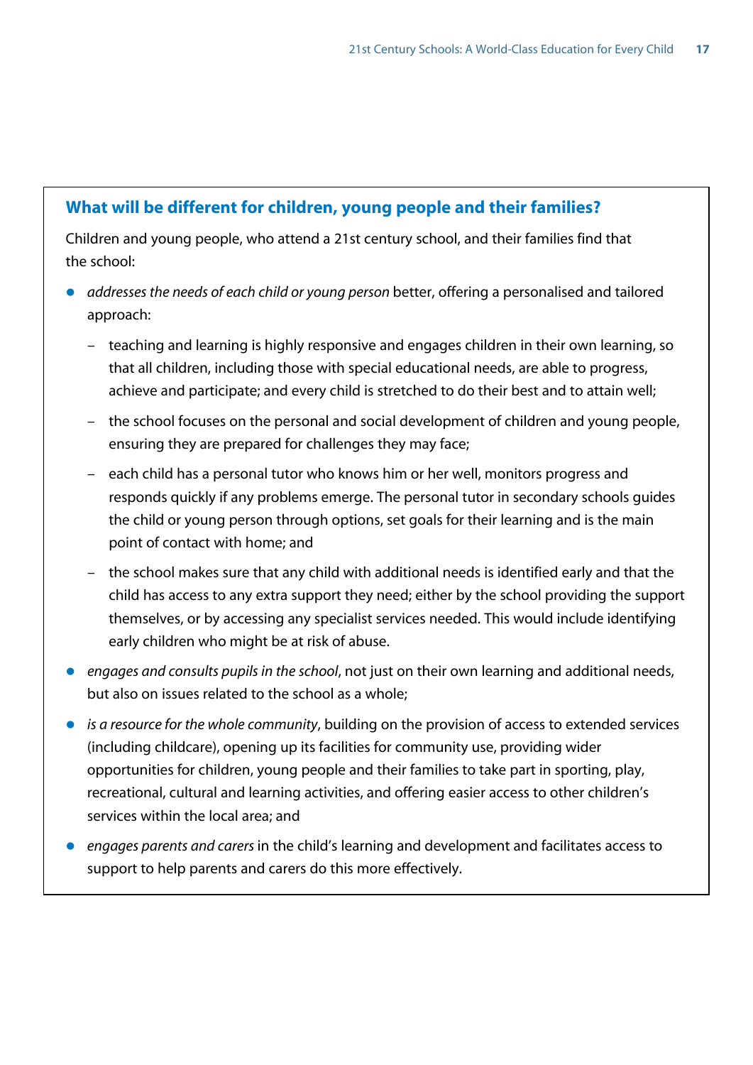### What will be different for children, young people and their families?

Children and young people, who attend a 21st century school, and their families find that the school:

- *addresses the needs of each child or young person* better, offering a personalised and tailored approach:
  - teaching and learning is highly responsive and engages children in their own learning, so that all children, including those with special educational needs, are able to progress, achieve and participate; and every child is stretched to do their best and to attain well;
  - the school focuses on the personal and social development of children and young people, ensuring they are prepared for challenges they may face;
  - each child has a personal tutor who knows him or her well, monitors progress and responds quickly if any problems emerge. The personal tutor in secondary schools guides the child or young person through options, set goals for their learning and is the main point of contact with home; and
  - the school makes sure that any child with additional needs is identified early and that the child has access to any extra support they need; either by the school providing the support themselves, or by accessing any specialist services needed. This would include identifying early children who might be at risk of abuse.
- *engages and consults pupils in the school*, not just on their own learning and additional needs, but also on issues related to the school as a whole;
- *is a resource for the whole community*, building on the provision of access to extended services (including childcare), opening up its facilities for community use, providing wider opportunities for children, young people and their families to take part in sporting, play, recreational, cultural and learning activities, and offering easier access to other children's services within the local area; and
- *engages parents and carers* in the child's learning and development and facilitates access to support to help parents and carers do this more effectively.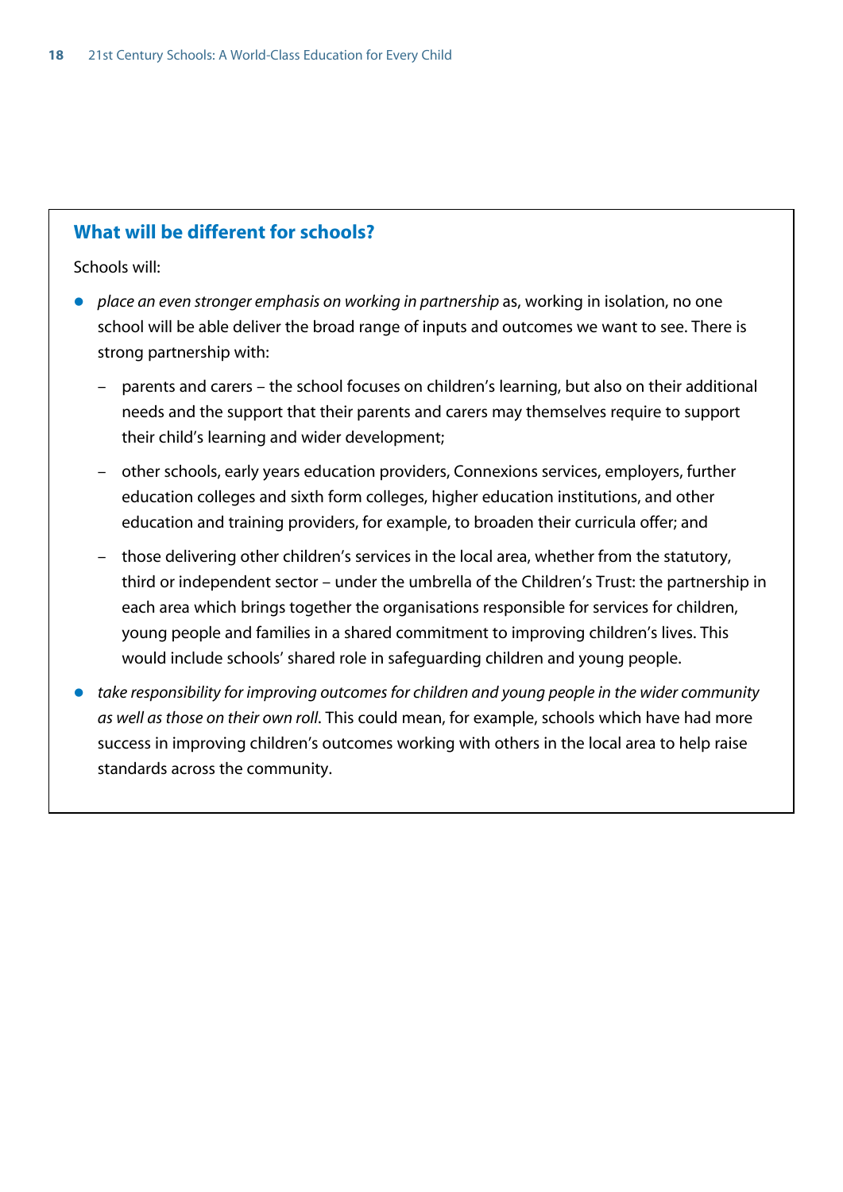## What will be different for schools?

Schools will:

- *place an even stronger emphasis on working in partnership* as, working in isolation, no one school will be able deliver the broad range of inputs and outcomes we want to see. There is strong partnership with:
  - parents and carers – the school focuses on children's learning, but also on their additional needs and the support that their parents and carers may themselves require to support their child's learning and wider development;
  - other schools, early years education providers, Connexions services, employers, further education colleges and sixth form colleges, higher education institutions, and other education and training providers, for example, to broaden their curricula offer; and
  - those delivering other children's services in the local area, whether from the statutory, third or independent sector – under the umbrella of the Children's Trust: the partnership in each area which brings together the organisations responsible for services for children, young people and families in a shared commitment to improving children's lives. This would include schools' shared role in safeguarding children and young people.
- *take responsibility for improving outcomes for children and young people in the wider community as well as those on their own roll*. This could mean, for example, schools which have had more success in improving children's outcomes working with others in the local area to help raise standards across the community.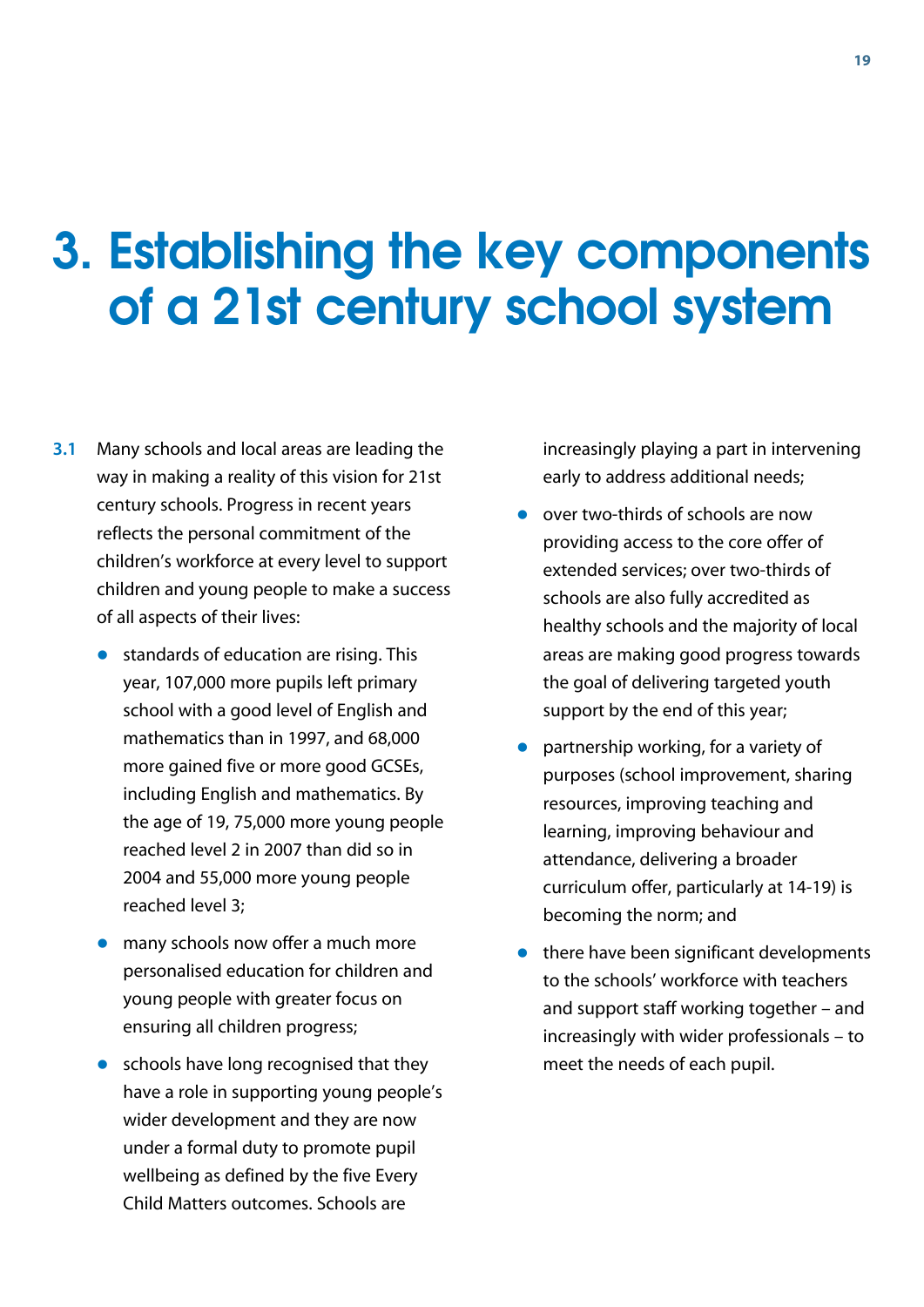# 3. Establishing the key components of a 21st century school system

**3.1** Many schools and local areas are leading the way in making a reality of this vision for 21st century schools. Progress in recent years reflects the personal commitment of the children's workforce at every level to support children and young people to make a success of all aspects of their lives:

- standards of education are rising. This year, 107,000 more pupils left primary school with a good level of English and mathematics than in 1997, and 68,000 more gained five or more good GCSEs, including English and mathematics. By the age of 19, 75,000 more young people reached level 2 in 2007 than did so in 2004 and 55,000 more young people reached level 3;
- many schools now offer a much more personalised education for children and young people with greater focus on ensuring all children progress;
- schools have long recognised that they have a role in supporting young people's wider development and they are now under a formal duty to promote pupil wellbeing as defined by the five Every Child Matters outcomes. Schools are increasingly playing a part in intervening early to address additional needs;
- over two-thirds of schools are now providing access to the core offer of extended services; over two-thirds of schools are also fully accredited as healthy schools and the majority of local areas are making good progress towards the goal of delivering targeted youth support by the end of this year;
- partnership working, for a variety of purposes (school improvement, sharing resources, improving teaching and learning, improving behaviour and attendance, delivering a broader curriculum offer, particularly at 14-19) is becoming the norm; and
- there have been significant developments to the schools' workforce with teachers and support staff working together – and increasingly with wider professionals – to meet the needs of each pupil.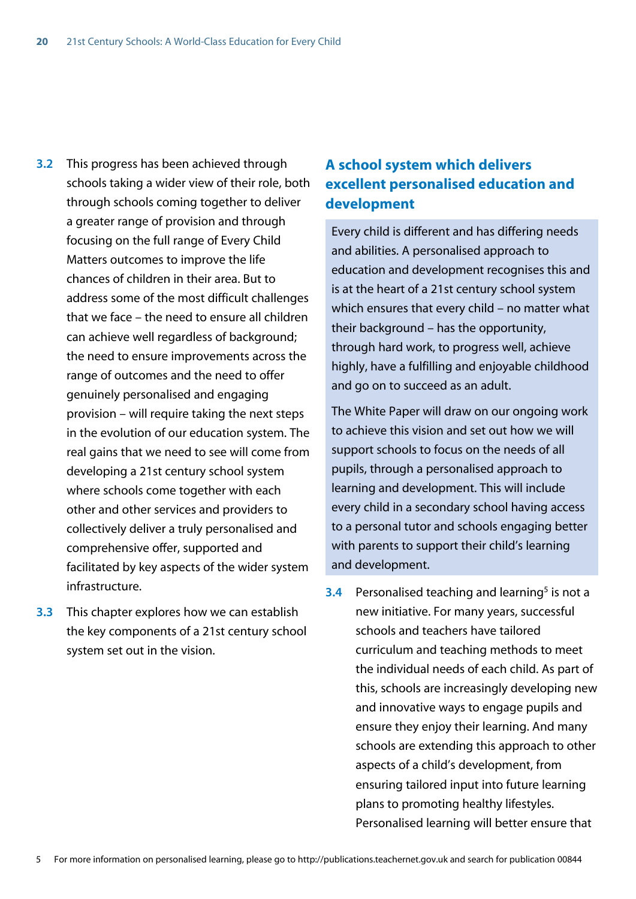**3.2** This progress has been achieved through schools taking a wider view of their role, both through schools coming together to deliver a greater range of provision and through focusing on the full range of Every Child Matters outcomes to improve the life chances of children in their area. But to address some of the most difficult challenges that we face – the need to ensure all children can achieve well regardless of background; the need to ensure improvements across the range of outcomes and the need to offer genuinely personalised and engaging provision – will require taking the next steps in the evolution of our education system. The real gains that we need to see will come from developing a 21st century school system where schools come together with each other and other services and providers to collectively deliver a truly personalised and comprehensive offer, supported and facilitated by key aspects of the wider system infrastructure.

**3.3** This chapter explores how we can establish the key components of a 21st century school system set out in the vision.

## A school system which delivers excellent personalised education and development

Every child is different and has differing needs and abilities. A personalised approach to education and development recognises this and is at the heart of a 21st century school system which ensures that every child – no matter what their background – has the opportunity, through hard work, to progress well, achieve highly, have a fulfilling and enjoyable childhood and go on to succeed as an adult.

The White Paper will draw on our ongoing work to achieve this vision and set out how we will support schools to focus on the needs of all pupils, through a personalised approach to learning and development. This will include every child in a secondary school having access to a personal tutor and schools engaging better with parents to support their child's learning and development.

**3.4** Personalised teaching and learning[5] is not a new initiative. For many years, successful schools and teachers have tailored curriculum and teaching methods to meet the individual needs of each child. As part of this, schools are increasingly developing new and innovative ways to engage pupils and ensure they enjoy their learning. And many schools are extending this approach to other aspects of a child's development, from ensuring tailored input into future learning plans to promoting healthy lifestyles. Personalised learning will better ensure that

5 For more information on personalised learning, please go to http://publications.teachernet.gov.uk and search for publication 00844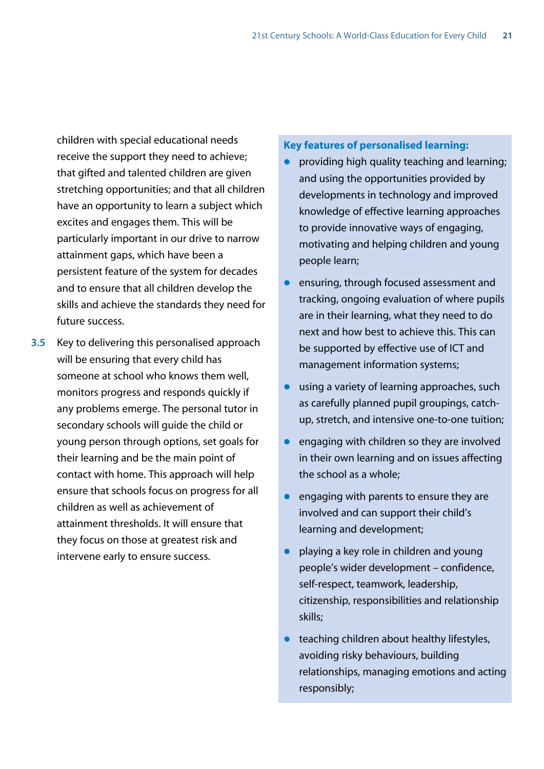children with special educational needs receive the support they need to achieve; that gifted and talented children are given stretching opportunities; and that all children have an opportunity to learn a subject which excites and engages them. This will be particularly important in our drive to narrow attainment gaps, which have been a persistent feature of the system for decades and to ensure that all children develop the skills and achieve the standards they need for future success.

**3.5** Key to delivering this personalised approach will be ensuring that every child has someone at school who knows them well, monitors progress and responds quickly if any problems emerge. The personal tutor in secondary schools will guide the child or young person through options, set goals for their learning and be the main point of contact with home. This approach will help ensure that schools focus on progress for all children as well as achievement of attainment thresholds. It will ensure that they focus on those at greatest risk and intervene early to ensure success.

**Key features of personalised learning:**

- providing high quality teaching and learning; and using the opportunities provided by developments in technology and improved knowledge of effective learning approaches to provide innovative ways of engaging, motivating and helping children and young people learn;
- ensuring, through focused assessment and tracking, ongoing evaluation of where pupils are in their learning, what they need to do next and how best to achieve this. This can be supported by effective use of ICT and management information systems;
- using a variety of learning approaches, such as carefully planned pupil groupings, catch-up, stretch, and intensive one-to-one tuition;
- engaging with children so they are involved in their own learning and on issues affecting the school as a whole;
- engaging with parents to ensure they are involved and can support their child's learning and development;
- playing a key role in children and young people's wider development – confidence, self-respect, teamwork, leadership, citizenship, responsibilities and relationship skills;
- teaching children about healthy lifestyles, avoiding risky behaviours, building relationships, managing emotions and acting responsibly;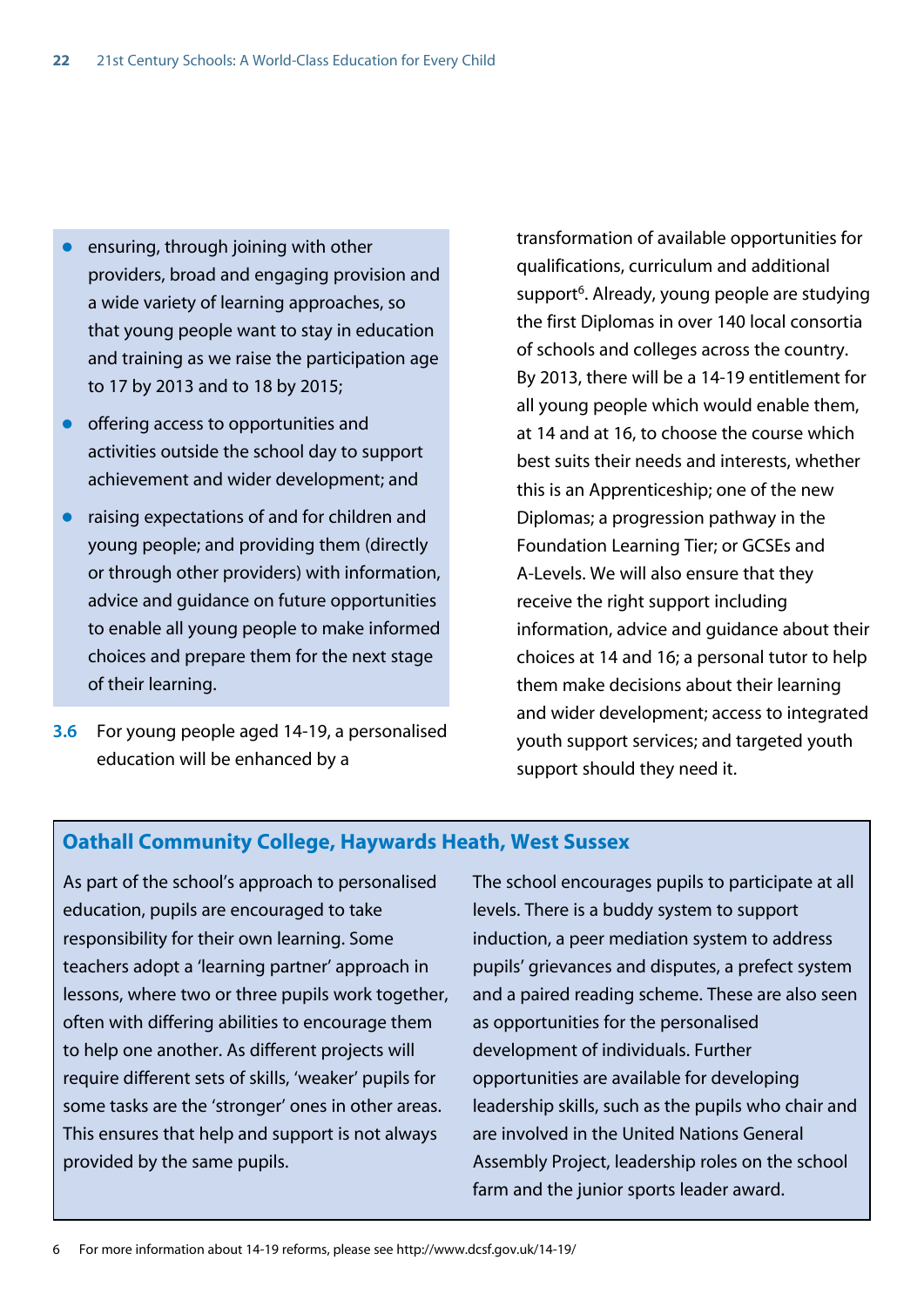- ensuring, through joining with other providers, broad and engaging provision and a wide variety of learning approaches, so that young people want to stay in education and training as we raise the participation age to 17 by 2013 and to 18 by 2015;
- offering access to opportunities and activities outside the school day to support achievement and wider development; and
- raising expectations of and for children and young people; and providing them (directly or through other providers) with information, advice and guidance on future opportunities to enable all young people to make informed choices and prepare them for the next stage of their learning.

**3.6** For young people aged 14-19, a personalised education will be enhanced by a transformation of available opportunities for qualifications, curriculum and additional support[6]. Already, young people are studying the first Diplomas in over 140 local consortia of schools and colleges across the country. By 2013, there will be a 14-19 entitlement for all young people which would enable them, at 14 and at 16, to choose the course which best suits their needs and interests, whether this is an Apprenticeship; one of the new Diplomas; a progression pathway in the Foundation Learning Tier; or GCSEs and A-Levels. We will also ensure that they receive the right support including information, advice and guidance about their choices at 14 and 16; a personal tutor to help them make decisions about their learning and wider development; access to integrated youth support services; and targeted youth support should they need it.

### Oathall Community College, Haywards Heath, West Sussex

As part of the school's approach to personalised education, pupils are encouraged to take responsibility for their own learning. Some teachers adopt a 'learning partner' approach in lessons, where two or three pupils work together, often with differing abilities to encourage them to help one another. As different projects will require different sets of skills, 'weaker' pupils for some tasks are the 'stronger' ones in other areas. This ensures that help and support is not always provided by the same pupils.

The school encourages pupils to participate at all levels. There is a buddy system to support induction, a peer mediation system to address pupils' grievances and disputes, a prefect system and a paired reading scheme. These are also seen as opportunities for the personalised development of individuals. Further opportunities are available for developing leadership skills, such as the pupils who chair and are involved in the United Nations General Assembly Project, leadership roles on the school farm and the junior sports leader award.

6 For more information about 14-19 reforms, please see http://www.dcsf.gov.uk/14-19/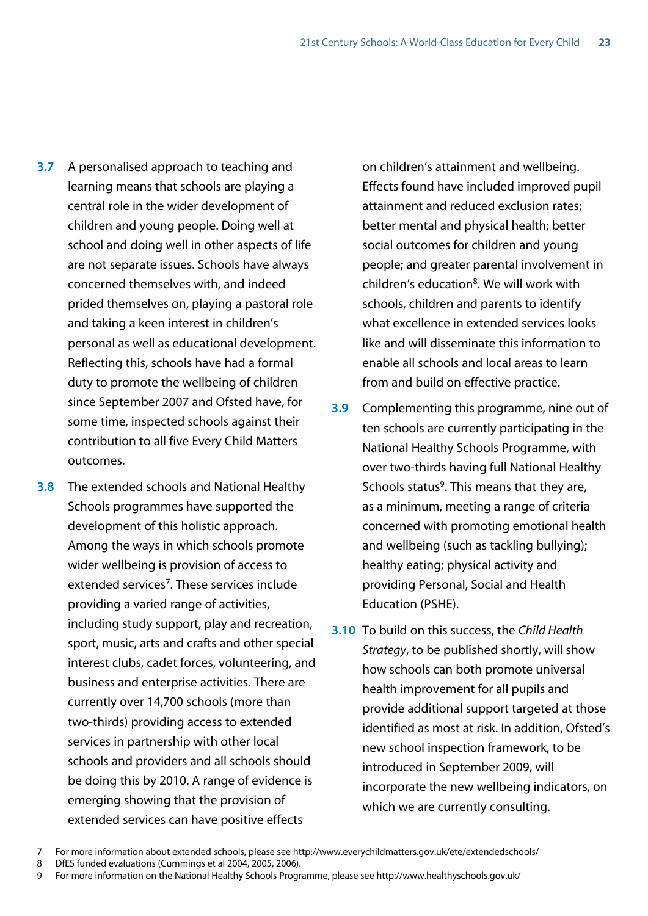**3.7** A personalised approach to teaching and learning means that schools are playing a central role in the wider development of children and young people. Doing well at school and doing well in other aspects of life are not separate issues. Schools have always concerned themselves with, and indeed prided themselves on, playing a pastoral role and taking a keen interest in children's personal as well as educational development. Reflecting this, schools have had a formal duty to promote the wellbeing of children since September 2007 and Ofsted have, for some time, inspected schools against their contribution to all five Every Child Matters outcomes.

**3.8** The extended schools and National Healthy Schools programmes have supported the development of this holistic approach. Among the ways in which schools promote wider wellbeing is provision of access to extended services[7]. These services include providing a varied range of activities, including study support, play and recreation, sport, music, arts and crafts and other special interest clubs, cadet forces, volunteering, and business and enterprise activities. There are currently over 14,700 schools (more than two-thirds) providing access to extended services in partnership with other local schools and providers and all schools should be doing this by 2010. A range of evidence is emerging showing that the provision of extended services can have positive effects on children's attainment and wellbeing. Effects found have included improved pupil attainment and reduced exclusion rates; better mental and physical health; better social outcomes for children and young people; and greater parental involvement in children's education[8]. We will work with schools, children and parents to identify what excellence in extended services looks like and will disseminate this information to enable all schools and local areas to learn from and build on effective practice.

**3.9** Complementing this programme, nine out of ten schools are currently participating in the National Healthy Schools Programme, with over two-thirds having full National Healthy Schools status[9]. This means that they are, as a minimum, meeting a range of criteria concerned with promoting emotional health and wellbeing (such as tackling bullying); healthy eating; physical activity and providing Personal, Social and Health Education (PSHE).

**3.10** To build on this success, the *Child Health Strategy*, to be published shortly, will show how schools can both promote universal health improvement for all pupils and provide additional support targeted at those identified as most at risk. In addition, Ofsted's new school inspection framework, to be introduced in September 2009, will incorporate the new wellbeing indicators, on which we are currently consulting.

---

7 For more information about extended schools, please see http://www.everychildmatters.gov.uk/ete/extendedschools/

8 DfES funded evaluations (Cummings et al 2004, 2005, 2006).

9 For more information on the National Healthy Schools Programme, please see http://www.healthyschools.gov.uk/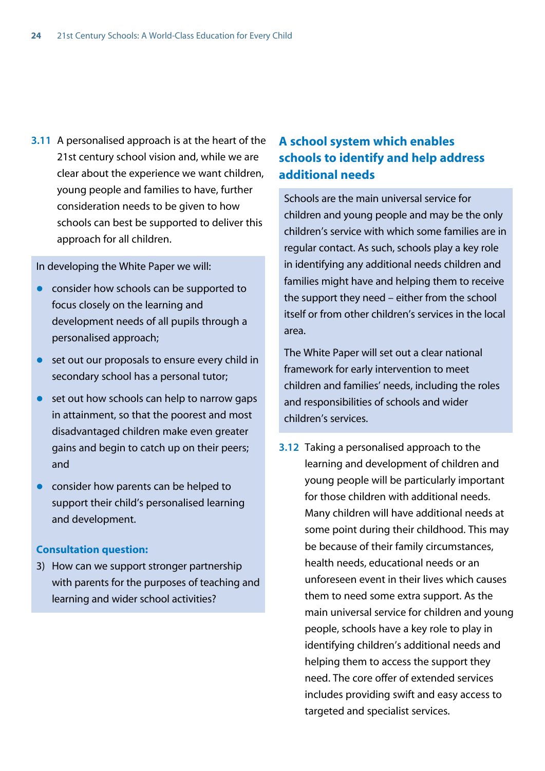3.11 A personalised approach is at the heart of the 21st century school vision and, while we are clear about the experience we want children, young people and families to have, further consideration needs to be given to how schools can best be supported to deliver this approach for all children.

In developing the White Paper we will:

- consider how schools can be supported to focus closely on the learning and development needs of all pupils through a personalised approach;
- set out our proposals to ensure every child in secondary school has a personal tutor;
- set out how schools can help to narrow gaps in attainment, so that the poorest and most disadvantaged children make even greater gains and begin to catch up on their peers; and
- consider how parents can be helped to support their child's personalised learning and development.

**Consultation question:**

3) How can we support stronger partnership with parents for the purposes of teaching and learning and wider school activities?

## A school system which enables schools to identify and help address additional needs

Schools are the main universal service for children and young people and may be the only children's service with which some families are in regular contact. As such, schools play a key role in identifying any additional needs children and families might have and helping them to receive the support they need – either from the school itself or from other children's services in the local area.

The White Paper will set out a clear national framework for early intervention to meet children and families' needs, including the roles and responsibilities of schools and wider children's services.

3.12 Taking a personalised approach to the learning and development of children and young people will be particularly important for those children with additional needs. Many children will have additional needs at some point during their childhood. This may be because of their family circumstances, health needs, educational needs or an unforeseen event in their lives which causes them to need some extra support. As the main universal service for children and young people, schools have a key role to play in identifying children's additional needs and helping them to access the support they need. The core offer of extended services includes providing swift and easy access to targeted and specialist services.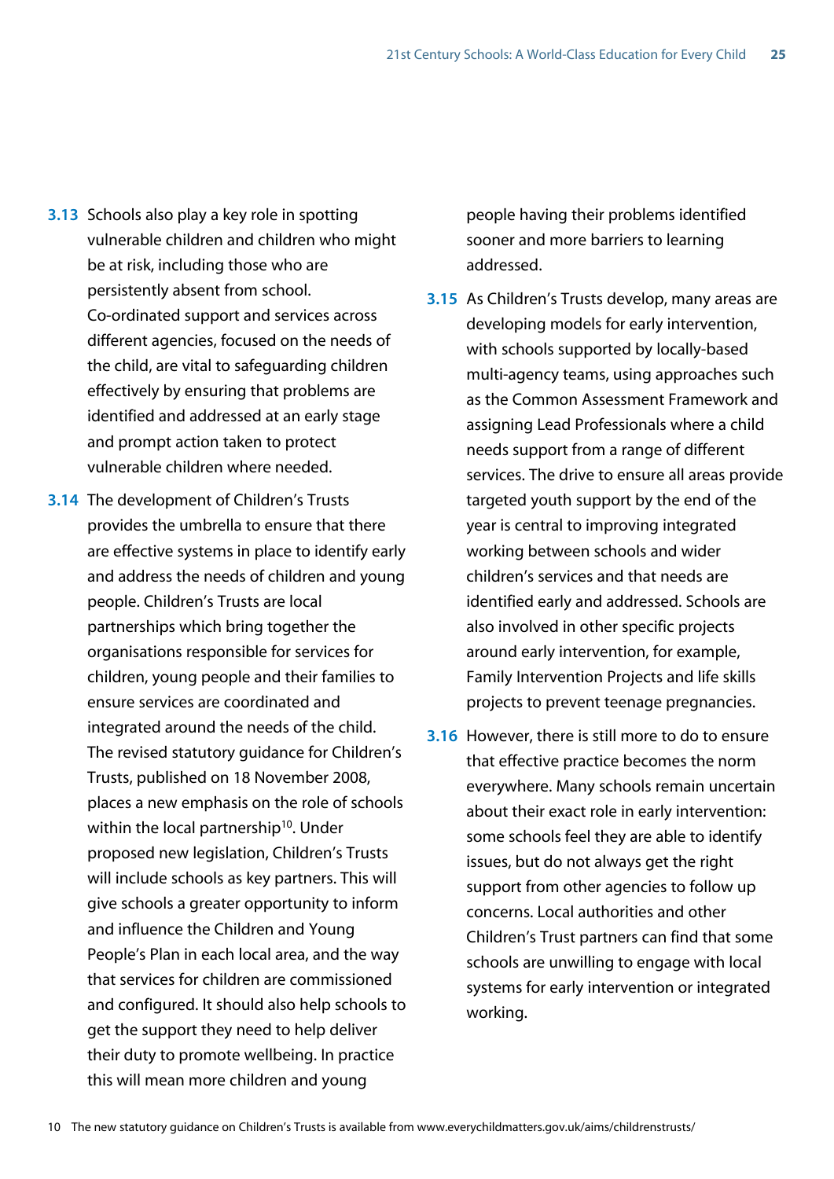**3.13** Schools also play a key role in spotting vulnerable children and children who might be at risk, including those who are persistently absent from school. Co-ordinated support and services across different agencies, focused on the needs of the child, are vital to safeguarding children effectively by ensuring that problems are identified and addressed at an early stage and prompt action taken to protect vulnerable children where needed.

**3.14** The development of Children's Trusts provides the umbrella to ensure that there are effective systems in place to identify early and address the needs of children and young people. Children's Trusts are local partnerships which bring together the organisations responsible for services for children, young people and their families to ensure services are coordinated and integrated around the needs of the child. The revised statutory guidance for Children's Trusts, published on 18 November 2008, places a new emphasis on the role of schools within the local partnership[10]. Under proposed new legislation, Children's Trusts will include schools as key partners. This will give schools a greater opportunity to inform and influence the Children and Young People's Plan in each local area, and the way that services for children are commissioned and configured. It should also help schools to get the support they need to help deliver their duty to promote wellbeing. In practice this will mean more children and young people having their problems identified sooner and more barriers to learning addressed.

**3.15** As Children's Trusts develop, many areas are developing models for early intervention, with schools supported by locally-based multi-agency teams, using approaches such as the Common Assessment Framework and assigning Lead Professionals where a child needs support from a range of different services. The drive to ensure all areas provide targeted youth support by the end of the year is central to improving integrated working between schools and wider children's services and that needs are identified early and addressed. Schools are also involved in other specific projects around early intervention, for example, Family Intervention Projects and life skills projects to prevent teenage pregnancies.

**3.16** However, there is still more to do to ensure that effective practice becomes the norm everywhere. Many schools remain uncertain about their exact role in early intervention: some schools feel they are able to identify issues, but do not always get the right support from other agencies to follow up concerns. Local authorities and other Children's Trust partners can find that some schools are unwilling to engage with local systems for early intervention or integrated working.

10 The new statutory guidance on Children's Trusts is available from www.everychildmatters.gov.uk/aims/childrenstrusts/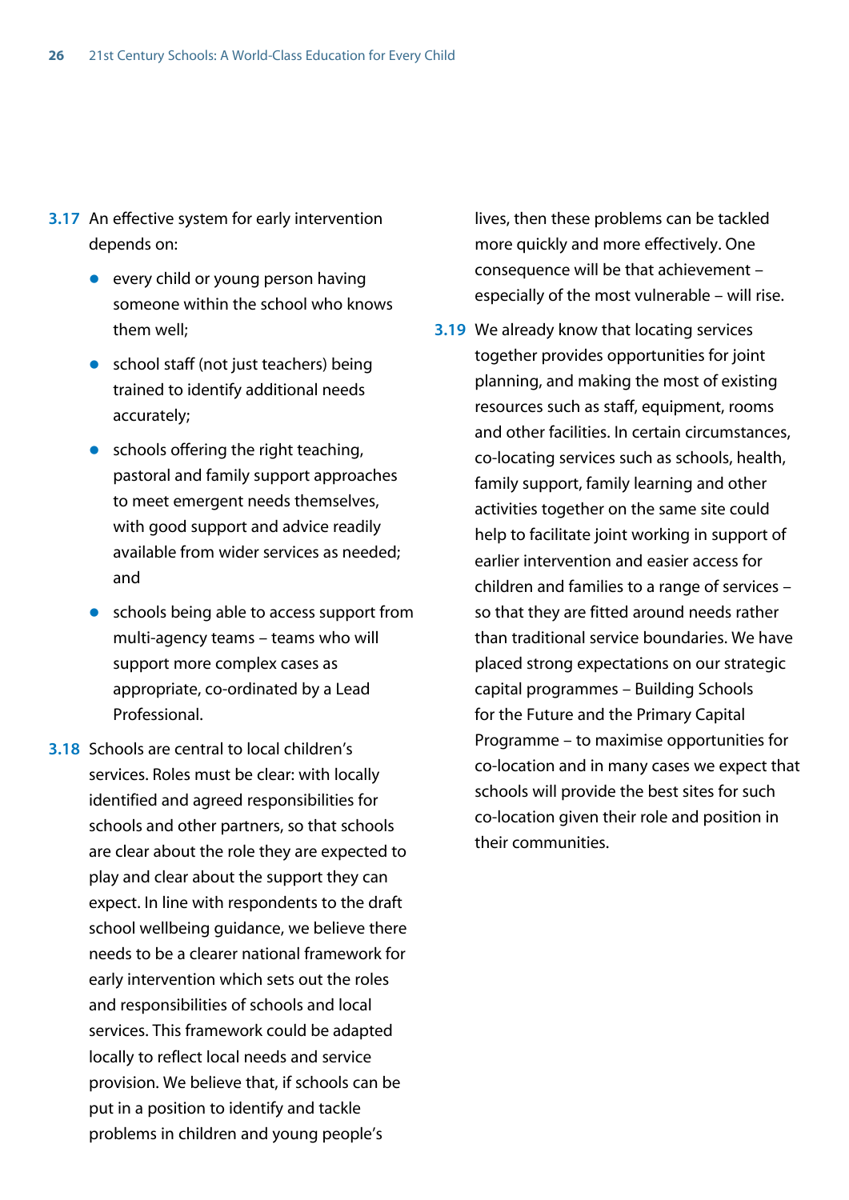**3.17** An effective system for early intervention depends on:

- every child or young person having someone within the school who knows them well;
- school staff (not just teachers) being trained to identify additional needs accurately;
- schools offering the right teaching, pastoral and family support approaches to meet emergent needs themselves, with good support and advice readily available from wider services as needed; and
- schools being able to access support from multi-agency teams – teams who will support more complex cases as appropriate, co-ordinated by a Lead Professional.

**3.18** Schools are central to local children's services. Roles must be clear: with locally identified and agreed responsibilities for schools and other partners, so that schools are clear about the role they are expected to play and clear about the support they can expect. In line with respondents to the draft school wellbeing guidance, we believe there needs to be a clearer national framework for early intervention which sets out the roles and responsibilities of schools and local services. This framework could be adapted locally to reflect local needs and service provision. We believe that, if schools can be put in a position to identify and tackle problems in children and young people's lives, then these problems can be tackled more quickly and more effectively. One consequence will be that achievement – especially of the most vulnerable – will rise.

**3.19** We already know that locating services together provides opportunities for joint planning, and making the most of existing resources such as staff, equipment, rooms and other facilities. In certain circumstances, co-locating services such as schools, health, family support, family learning and other activities together on the same site could help to facilitate joint working in support of earlier intervention and easier access for children and families to a range of services – so that they are fitted around needs rather than traditional service boundaries. We have placed strong expectations on our strategic capital programmes – Building Schools for the Future and the Primary Capital Programme – to maximise opportunities for co-location and in many cases we expect that schools will provide the best sites for such co-location given their role and position in their communities.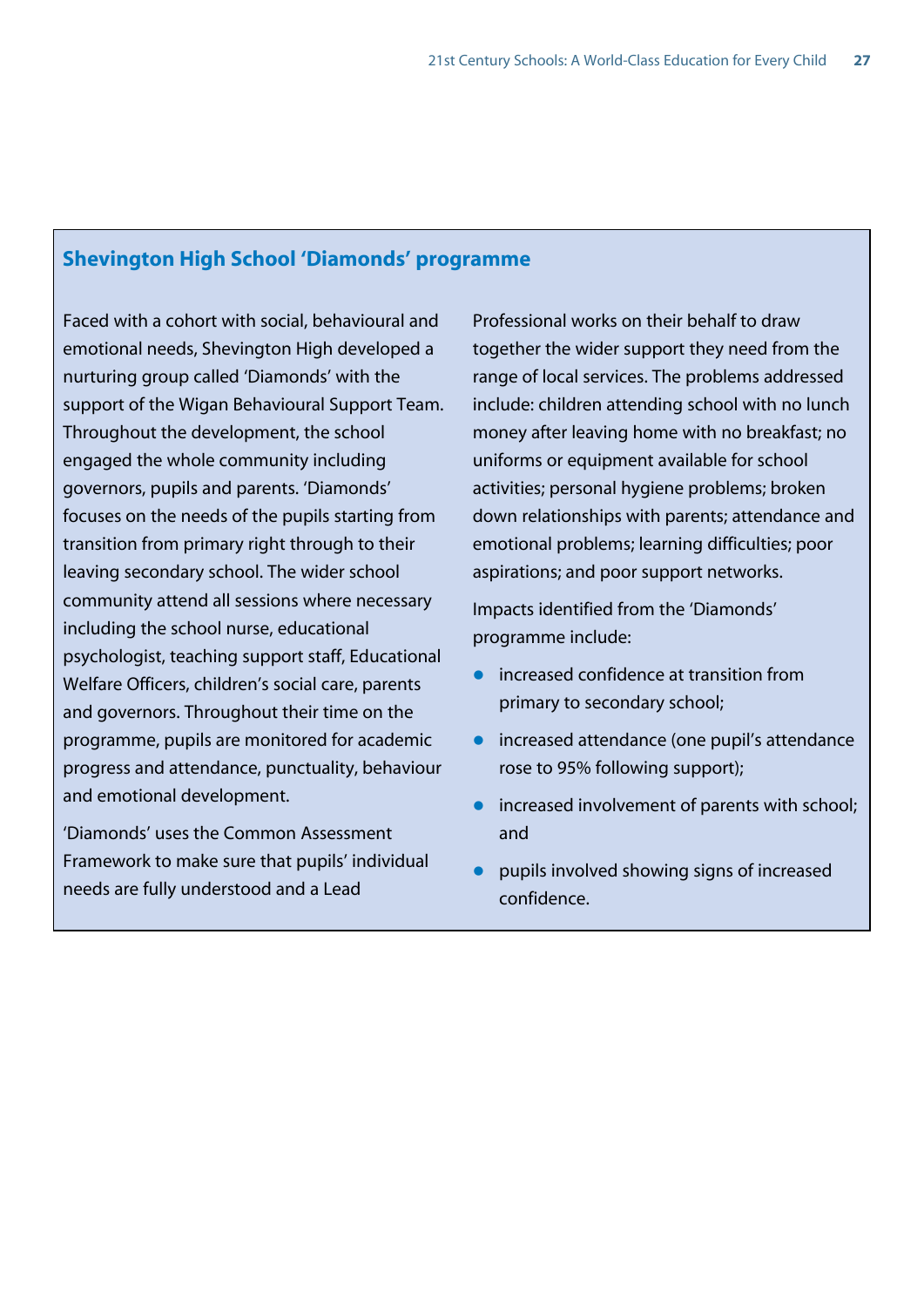### Shevington High School 'Diamonds' programme

Faced with a cohort with social, behavioural and emotional needs, Shevington High developed a nurturing group called 'Diamonds' with the support of the Wigan Behavioural Support Team. Throughout the development, the school engaged the whole community including governors, pupils and parents. 'Diamonds' focuses on the needs of the pupils starting from transition from primary right through to their leaving secondary school. The wider school community attend all sessions where necessary including the school nurse, educational psychologist, teaching support staff, Educational Welfare Officers, children's social care, parents and governors. Throughout their time on the programme, pupils are monitored for academic progress and attendance, punctuality, behaviour and emotional development.

'Diamonds' uses the Common Assessment Framework to make sure that pupils' individual needs are fully understood and a Lead Professional works on their behalf to draw together the wider support they need from the range of local services. The problems addressed include: children attending school with no lunch money after leaving home with no breakfast; no uniforms or equipment available for school activities; personal hygiene problems; broken down relationships with parents; attendance and emotional problems; learning difficulties; poor aspirations; and poor support networks.

Impacts identified from the 'Diamonds' programme include:

- increased confidence at transition from primary to secondary school;
- increased attendance (one pupil's attendance rose to 95% following support);
- increased involvement of parents with school; and
- pupils involved showing signs of increased confidence.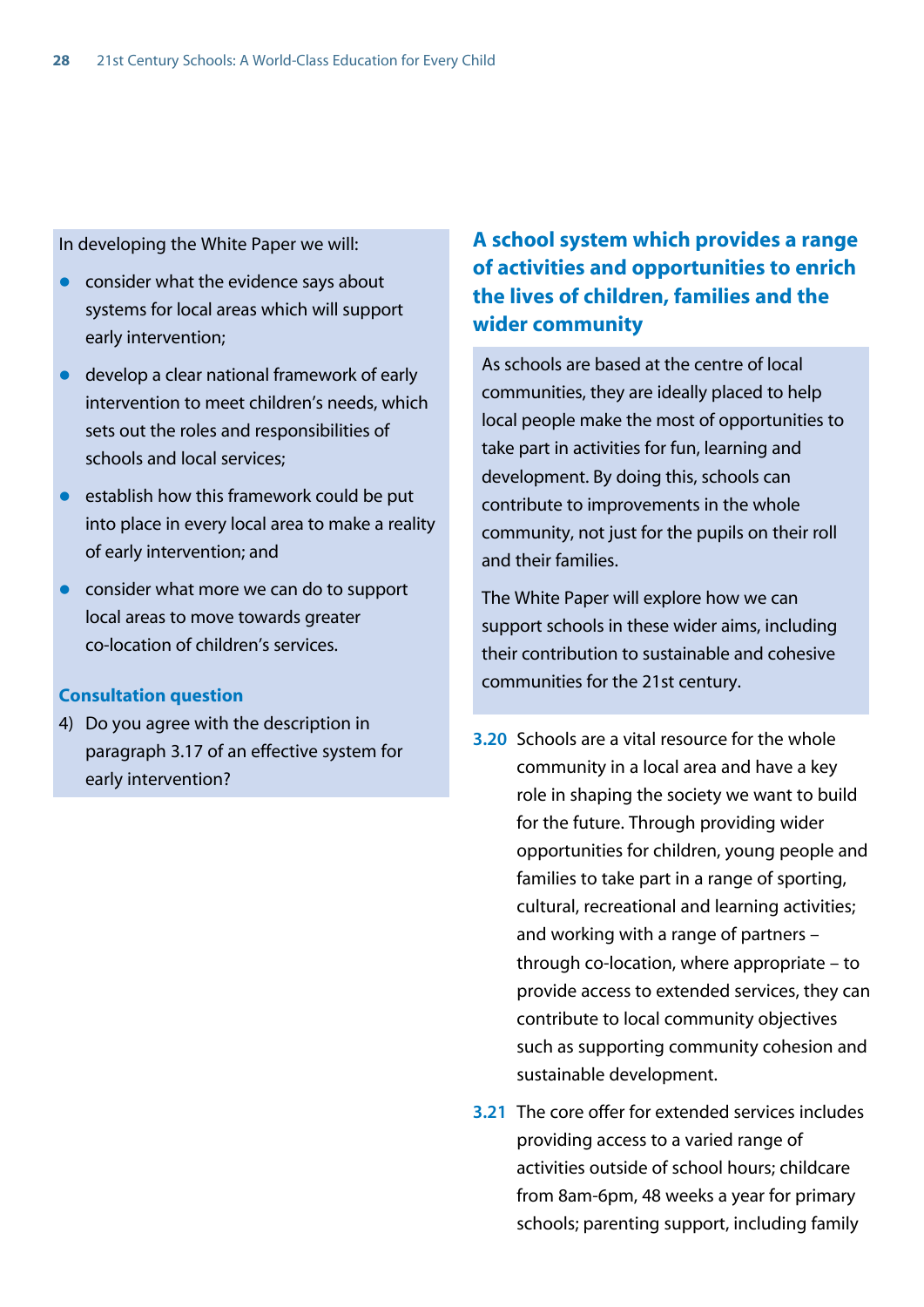In developing the White Paper we will:

- consider what the evidence says about systems for local areas which will support early intervention;
- develop a clear national framework of early intervention to meet children's needs, which sets out the roles and responsibilities of schools and local services;
- establish how this framework could be put into place in every local area to make a reality of early intervention; and
- consider what more we can do to support local areas to move towards greater co-location of children's services.

**Consultation question**

4) Do you agree with the description in paragraph 3.17 of an effective system for early intervention?

## A school system which provides a range of activities and opportunities to enrich the lives of children, families and the wider community

As schools are based at the centre of local communities, they are ideally placed to help local people make the most of opportunities to take part in activities for fun, learning and development. By doing this, schools can contribute to improvements in the whole community, not just for the pupils on their roll and their families.

The White Paper will explore how we can support schools in these wider aims, including their contribution to sustainable and cohesive communities for the 21st century.

**3.20** Schools are a vital resource for the whole community in a local area and have a key role in shaping the society we want to build for the future. Through providing wider opportunities for children, young people and families to take part in a range of sporting, cultural, recreational and learning activities; and working with a range of partners – through co-location, where appropriate – to provide access to extended services, they can contribute to local community objectives such as supporting community cohesion and sustainable development.

**3.21** The core offer for extended services includes providing access to a varied range of activities outside of school hours; childcare from 8am-6pm, 48 weeks a year for primary schools; parenting support, including family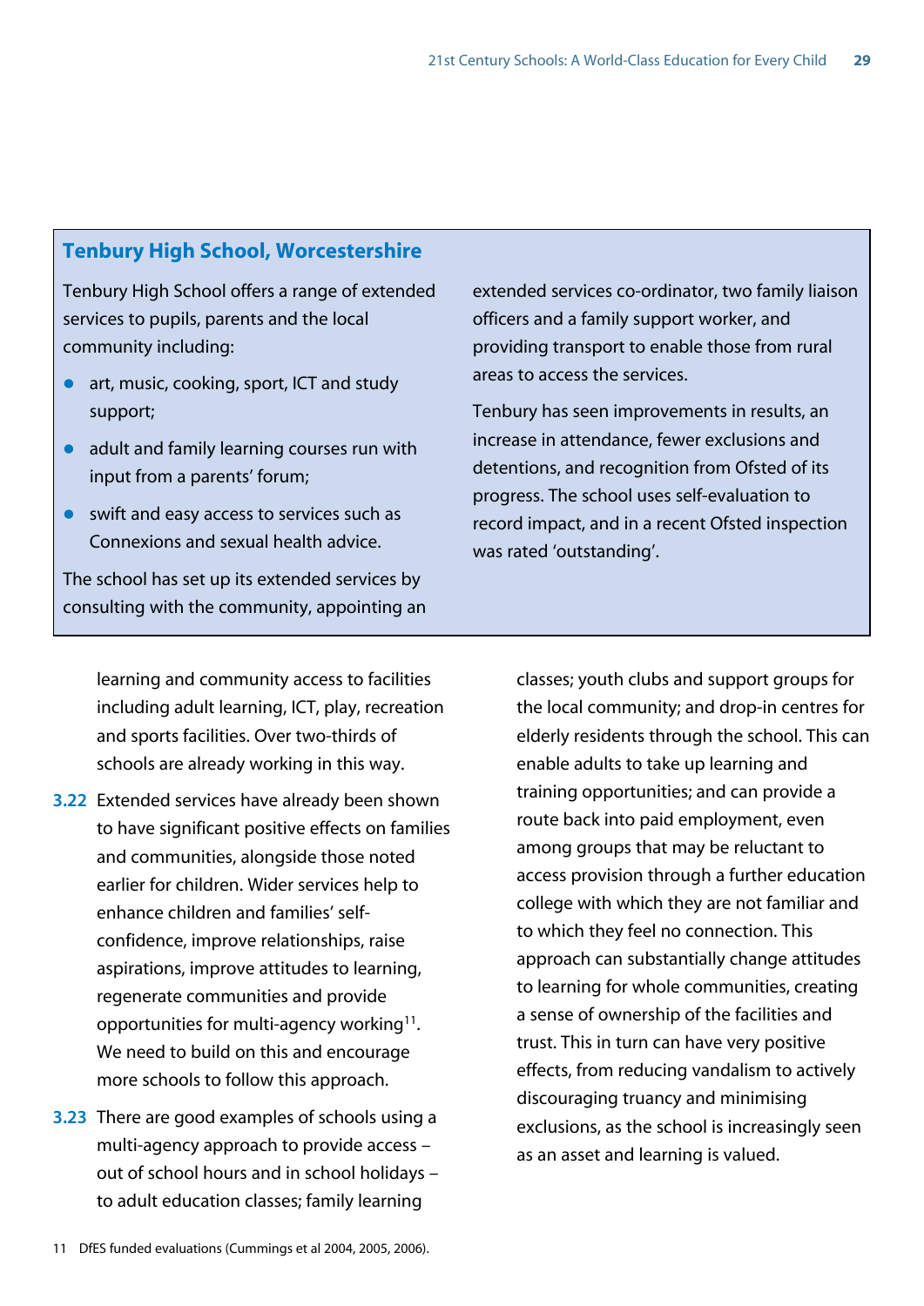### Tenbury High School, Worcestershire

Tenbury High School offers a range of extended services to pupils, parents and the local community including:

- art, music, cooking, sport, ICT and study support;
- adult and family learning courses run with input from a parents' forum;
- swift and easy access to services such as Connexions and sexual health advice.

The school has set up its extended services by consulting with the community, appointing an extended services co-ordinator, two family liaison officers and a family support worker, and providing transport to enable those from rural areas to access the services.

Tenbury has seen improvements in results, an increase in attendance, fewer exclusions and detentions, and recognition from Ofsted of its progress. The school uses self-evaluation to record impact, and in a recent Ofsted inspection was rated 'outstanding'.

learning and community access to facilities including adult learning, ICT, play, recreation and sports facilities. Over two-thirds of schools are already working in this way.

**3.22** Extended services have already been shown to have significant positive effects on families and communities, alongside those noted earlier for children. Wider services help to enhance children and families' self-confidence, improve relationships, raise aspirations, improve attitudes to learning, regenerate communities and provide opportunities for multi-agency working[11]. We need to build on this and encourage more schools to follow this approach.

**3.23** There are good examples of schools using a multi-agency approach to provide access – out of school hours and in school holidays – to adult education classes; family learning classes; youth clubs and support groups for the local community; and drop-in centres for elderly residents through the school. This can enable adults to take up learning and training opportunities; and can provide a route back into paid employment, even among groups that may be reluctant to access provision through a further education college with which they are not familiar and to which they feel no connection. This approach can substantially change attitudes to learning for whole communities, creating a sense of ownership of the facilities and trust. This in turn can have very positive effects, from reducing vandalism to actively discouraging truancy and minimising exclusions, as the school is increasingly seen as an asset and learning is valued.

11 DfES funded evaluations (Cummings et al 2004, 2005, 2006).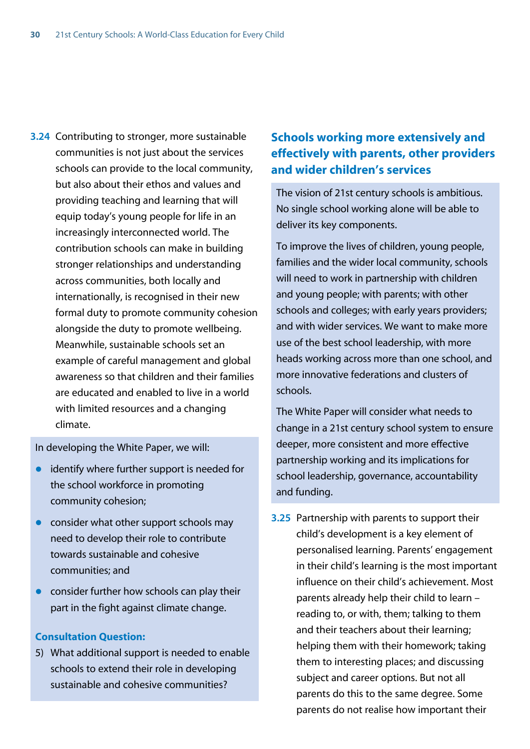**3.24** Contributing to stronger, more sustainable communities is not just about the services schools can provide to the local community, but also about their ethos and values and providing teaching and learning that will equip today's young people for life in an increasingly interconnected world. The contribution schools can make in building stronger relationships and understanding across communities, both locally and internationally, is recognised in their new formal duty to promote community cohesion alongside the duty to promote wellbeing. Meanwhile, sustainable schools set an example of careful management and global awareness so that children and their families are educated and enabled to live in a world with limited resources and a changing climate.

In developing the White Paper, we will:

- identify where further support is needed for the school workforce in promoting community cohesion;
- consider what other support schools may need to develop their role to contribute towards sustainable and cohesive communities; and
- consider further how schools can play their part in the fight against climate change.

**Consultation Question:**

5) What additional support is needed to enable schools to extend their role in developing sustainable and cohesive communities?

## Schools working more extensively and effectively with parents, other providers and wider children's services

The vision of 21st century schools is ambitious. No single school working alone will be able to deliver its key components.

To improve the lives of children, young people, families and the wider local community, schools will need to work in partnership with children and young people; with parents; with other schools and colleges; with early years providers; and with wider services. We want to make more use of the best school leadership, with more heads working across more than one school, and more innovative federations and clusters of schools.

The White Paper will consider what needs to change in a 21st century school system to ensure deeper, more consistent and more effective partnership working and its implications for school leadership, governance, accountability and funding.

**3.25** Partnership with parents to support their child's development is a key element of personalised learning. Parents' engagement in their child's learning is the most important influence on their child's achievement. Most parents already help their child to learn – reading to, or with, them; talking to them and their teachers about their learning; helping them with their homework; taking them to interesting places; and discussing subject and career options. But not all parents do this to the same degree. Some parents do not realise how important their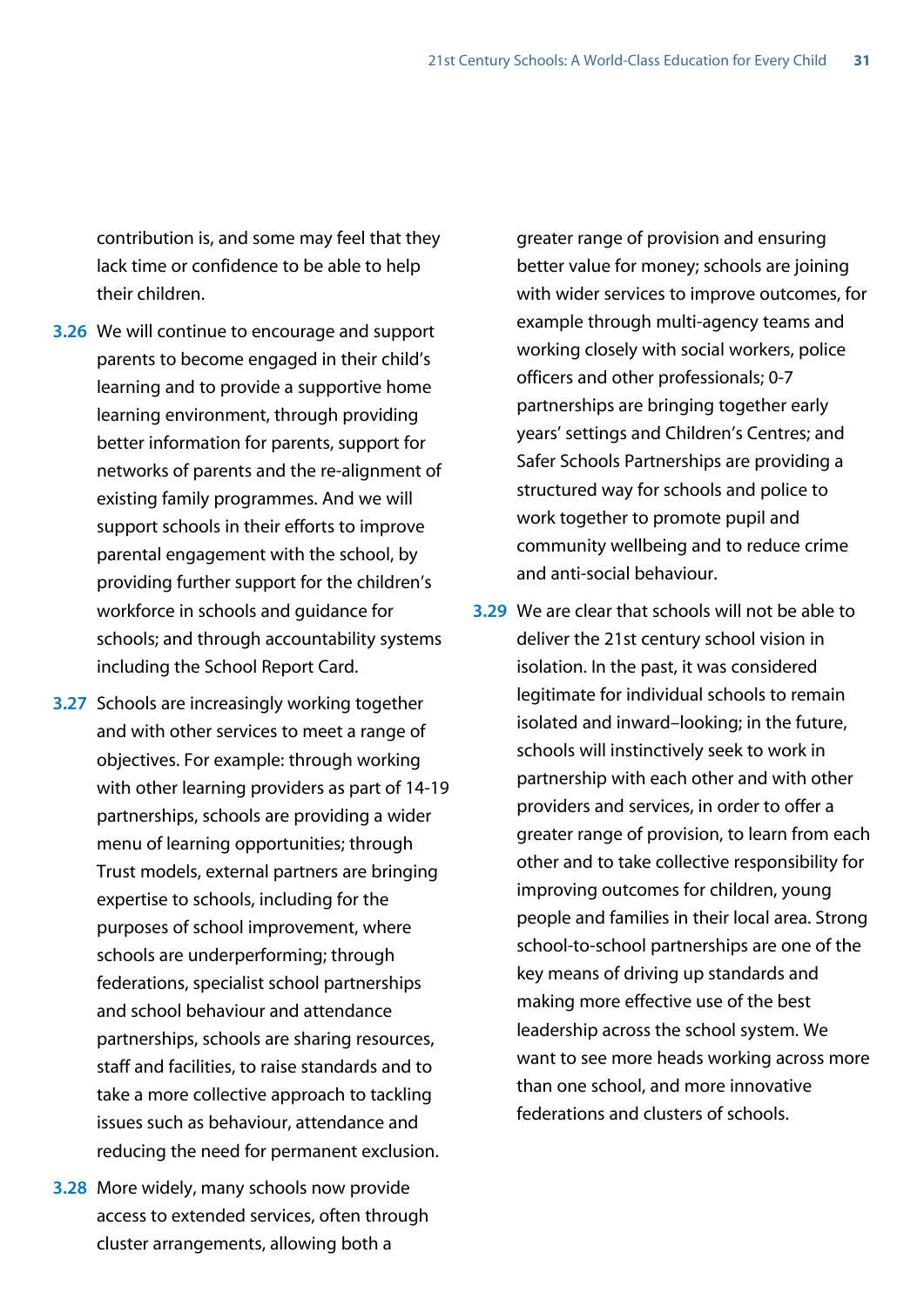contribution is, and some may feel that they lack time or confidence to be able to help their children.

**3.26** We will continue to encourage and support parents to become engaged in their child's learning and to provide a supportive home learning environment, through providing better information for parents, support for networks of parents and the re-alignment of existing family programmes. And we will support schools in their efforts to improve parental engagement with the school, by providing further support for the children's workforce in schools and guidance for schools; and through accountability systems including the School Report Card.

**3.27** Schools are increasingly working together and with other services to meet a range of objectives. For example: through working with other learning providers as part of 14-19 partnerships, schools are providing a wider menu of learning opportunities; through Trust models, external partners are bringing expertise to schools, including for the purposes of school improvement, where schools are underperforming; through federations, specialist school partnerships and school behaviour and attendance partnerships, schools are sharing resources, staff and facilities, to raise standards and to take a more collective approach to tackling issues such as behaviour, attendance and reducing the need for permanent exclusion.

**3.28** More widely, many schools now provide access to extended services, often through cluster arrangements, allowing both a greater range of provision and ensuring better value for money; schools are joining with wider services to improve outcomes, for example through multi-agency teams and working closely with social workers, police officers and other professionals; 0-7 partnerships are bringing together early years' settings and Children's Centres; and Safer Schools Partnerships are providing a structured way for schools and police to work together to promote pupil and community wellbeing and to reduce crime and anti-social behaviour.

**3.29** We are clear that schools will not be able to deliver the 21st century school vision in isolation. In the past, it was considered legitimate for individual schools to remain isolated and inward–looking; in the future, schools will instinctively seek to work in partnership with each other and with other providers and services, in order to offer a greater range of provision, to learn from each other and to take collective responsibility for improving outcomes for children, young people and families in their local area. Strong school-to-school partnerships are one of the key means of driving up standards and making more effective use of the best leadership across the school system. We want to see more heads working across more than one school, and more innovative federations and clusters of schools.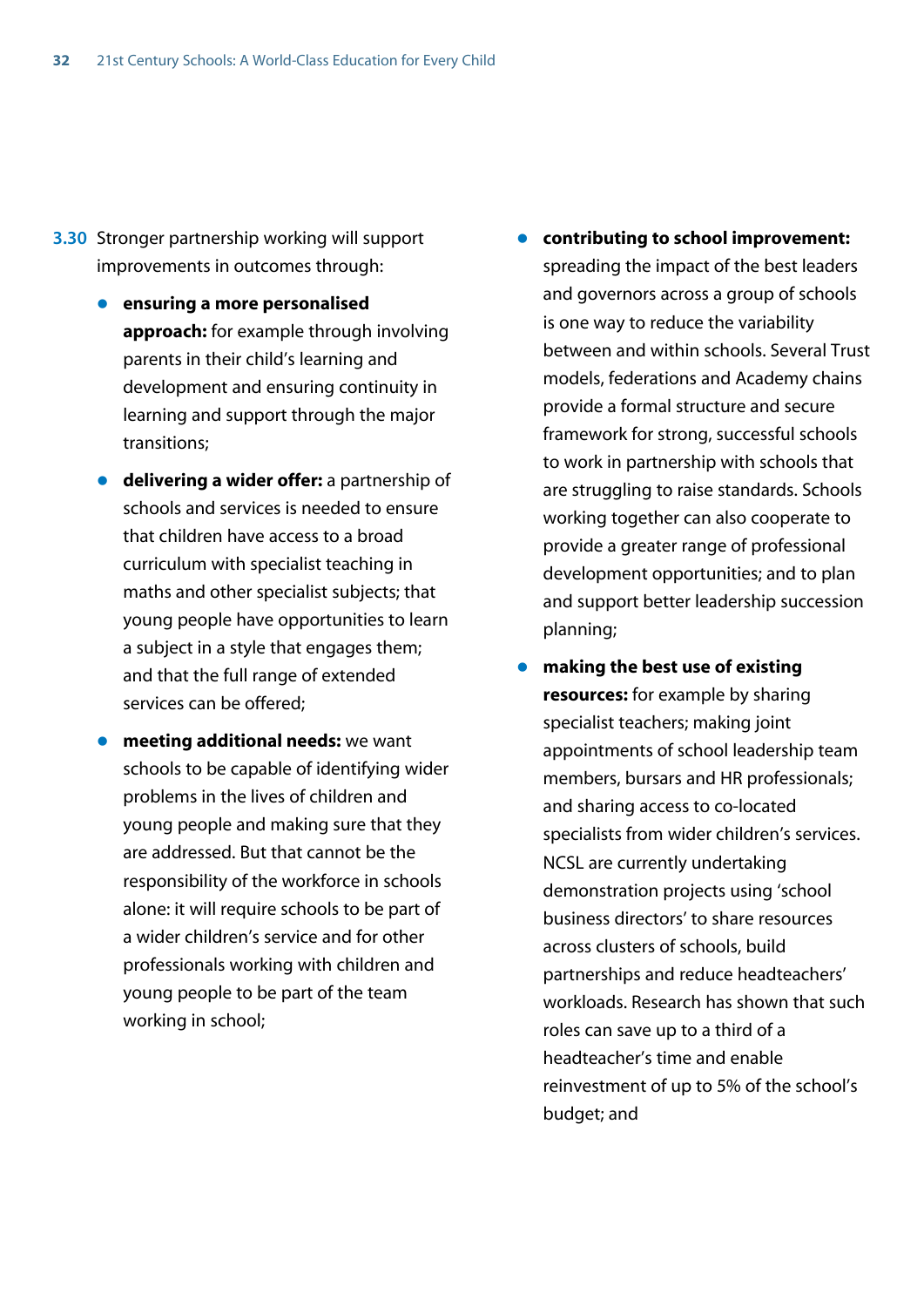**3.30** Stronger partnership working will support improvements in outcomes through:

- **ensuring a more personalised approach:** for example through involving parents in their child's learning and development and ensuring continuity in learning and support through the major transitions;
- **delivering a wider offer:** a partnership of schools and services is needed to ensure that children have access to a broad curriculum with specialist teaching in maths and other specialist subjects; that young people have opportunities to learn a subject in a style that engages them; and that the full range of extended services can be offered;
- **meeting additional needs:** we want schools to be capable of identifying wider problems in the lives of children and young people and making sure that they are addressed. But that cannot be the responsibility of the workforce in schools alone: it will require schools to be part of a wider children's service and for other professionals working with children and young people to be part of the team working in school;
- **contributing to school improvement:** spreading the impact of the best leaders and governors across a group of schools is one way to reduce the variability between and within schools. Several Trust models, federations and Academy chains provide a formal structure and secure framework for strong, successful schools to work in partnership with schools that are struggling to raise standards. Schools working together can also cooperate to provide a greater range of professional development opportunities; and to plan and support better leadership succession planning;
- **making the best use of existing resources:** for example by sharing specialist teachers; making joint appointments of school leadership team members, bursars and HR professionals; and sharing access to co-located specialists from wider children's services. NCSL are currently undertaking demonstration projects using 'school business directors' to share resources across clusters of schools, build partnerships and reduce headteachers' workloads. Research has shown that such roles can save up to a third of a headteacher's time and enable reinvestment of up to 5% of the school's budget; and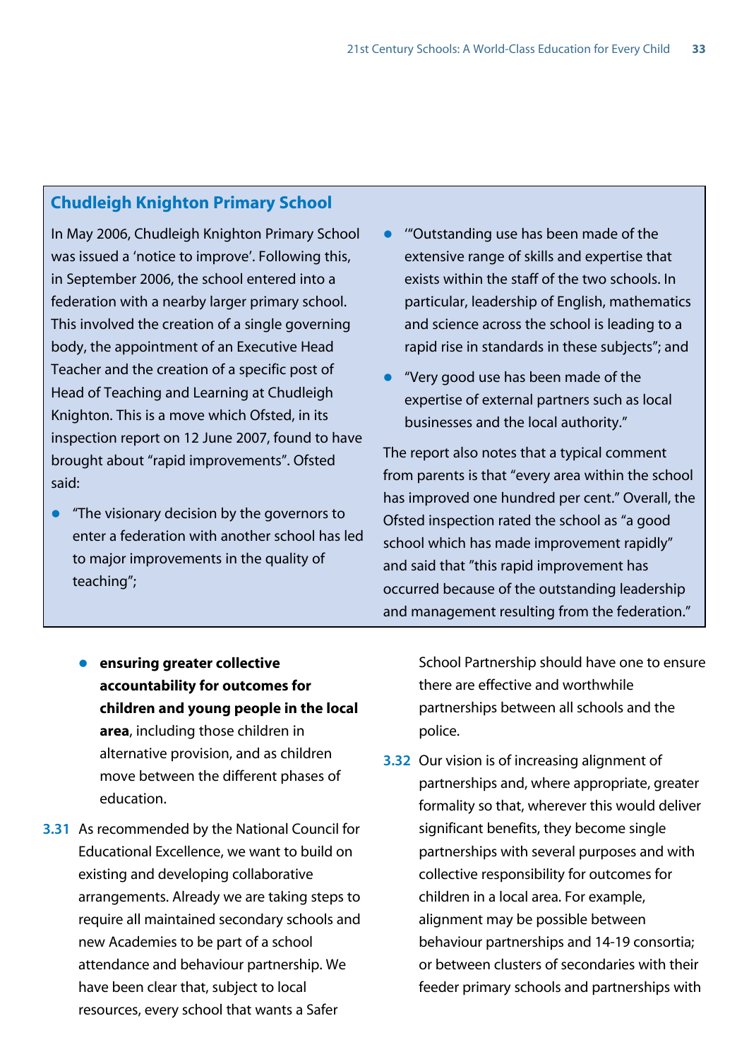## Chudleigh Knighton Primary School

In May 2006, Chudleigh Knighton Primary School was issued a 'notice to improve'. Following this, in September 2006, the school entered into a federation with a nearby larger primary school. This involved the creation of a single governing body, the appointment of an Executive Head Teacher and the creation of a specific post of Head of Teaching and Learning at Chudleigh Knighton. This is a move which Ofsted, in its inspection report on 12 June 2007, found to have brought about "rapid improvements". Ofsted said:

- "The visionary decision by the governors to enter a federation with another school has led to major improvements in the quality of teaching";
- '"Outstanding use has been made of the extensive range of skills and expertise that exists within the staff of the two schools. In particular, leadership of English, mathematics and science across the school is leading to a rapid rise in standards in these subjects"; and
- "Very good use has been made of the expertise of external partners such as local businesses and the local authority."

The report also notes that a typical comment from parents is that "every area within the school has improved one hundred per cent." Overall, the Ofsted inspection rated the school as "a good school which has made improvement rapidly" and said that "this rapid improvement has occurred because of the outstanding leadership and management resulting from the federation."

- **ensuring greater collective accountability for outcomes for children and young people in the local area**, including those children in alternative provision, and as children move between the different phases of education.

**3.31** As recommended by the National Council for Educational Excellence, we want to build on existing and developing collaborative arrangements. Already we are taking steps to require all maintained secondary schools and new Academies to be part of a school attendance and behaviour partnership. We have been clear that, subject to local resources, every school that wants a Safer School Partnership should have one to ensure there are effective and worthwhile partnerships between all schools and the police.

**3.32** Our vision is of increasing alignment of partnerships and, where appropriate, greater formality so that, wherever this would deliver significant benefits, they become single partnerships with several purposes and with collective responsibility for outcomes for children in a local area. For example, alignment may be possible between behaviour partnerships and 14-19 consortia; or between clusters of secondaries with their feeder primary schools and partnerships with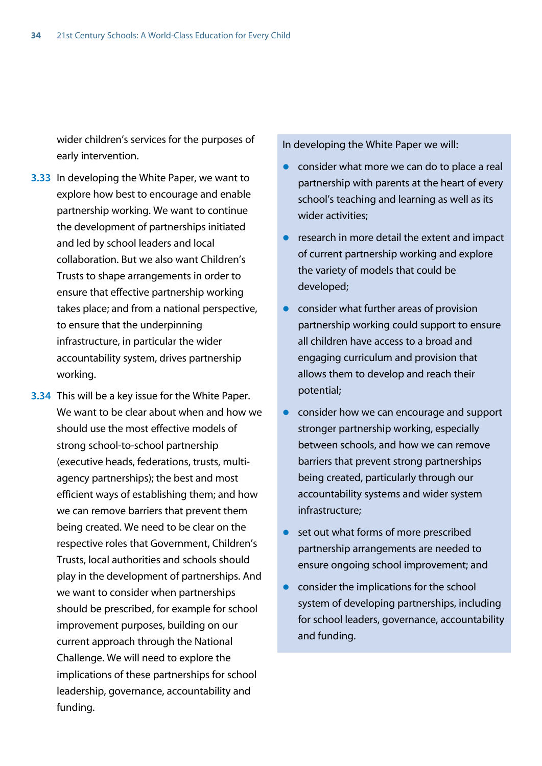wider children's services for the purposes of early intervention.

**3.33** In developing the White Paper, we want to explore how best to encourage and enable partnership working. We want to continue the development of partnerships initiated and led by school leaders and local collaboration. But we also want Children's Trusts to shape arrangements in order to ensure that effective partnership working takes place; and from a national perspective, to ensure that the underpinning infrastructure, in particular the wider accountability system, drives partnership working.

**3.34** This will be a key issue for the White Paper. We want to be clear about when and how we should use the most effective models of strong school-to-school partnership (executive heads, federations, trusts, multi-agency partnerships); the best and most efficient ways of establishing them; and how we can remove barriers that prevent them being created. We need to be clear on the respective roles that Government, Children's Trusts, local authorities and schools should play in the development of partnerships. And we want to consider when partnerships should be prescribed, for example for school improvement purposes, building on our current approach through the National Challenge. We will need to explore the implications of these partnerships for school leadership, governance, accountability and funding.

In developing the White Paper we will:

- consider what more we can do to place a real partnership with parents at the heart of every school's teaching and learning as well as its wider activities;
- research in more detail the extent and impact of current partnership working and explore the variety of models that could be developed;
- consider what further areas of provision partnership working could support to ensure all children have access to a broad and engaging curriculum and provision that allows them to develop and reach their potential;
- consider how we can encourage and support stronger partnership working, especially between schools, and how we can remove barriers that prevent strong partnerships being created, particularly through our accountability systems and wider system infrastructure;
- set out what forms of more prescribed partnership arrangements are needed to ensure ongoing school improvement; and
- consider the implications for the school system of developing partnerships, including for school leaders, governance, accountability and funding.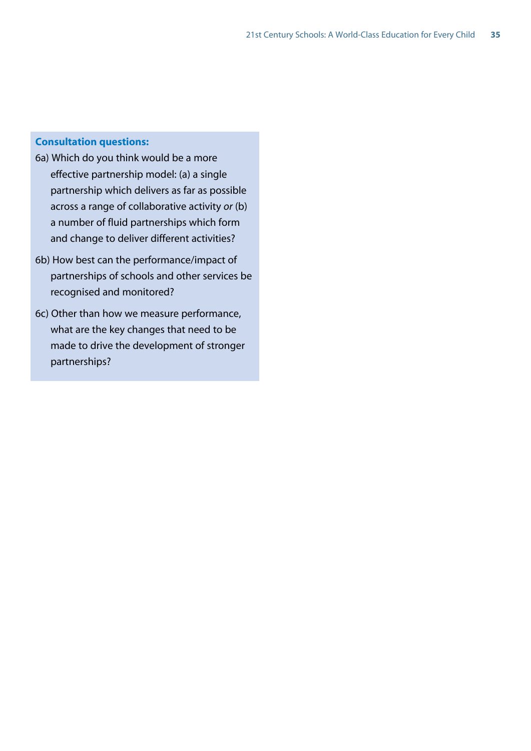**Consultation questions:**

6a) Which do you think would be a more effective partnership model: (a) a single partnership which delivers as far as possible across a range of collaborative activity *or* (b) a number of fluid partnerships which form and change to deliver different activities?

6b) How best can the performance/impact of partnerships of schools and other services be recognised and monitored?

6c) Other than how we measure performance, what are the key changes that need to be made to drive the development of stronger partnerships?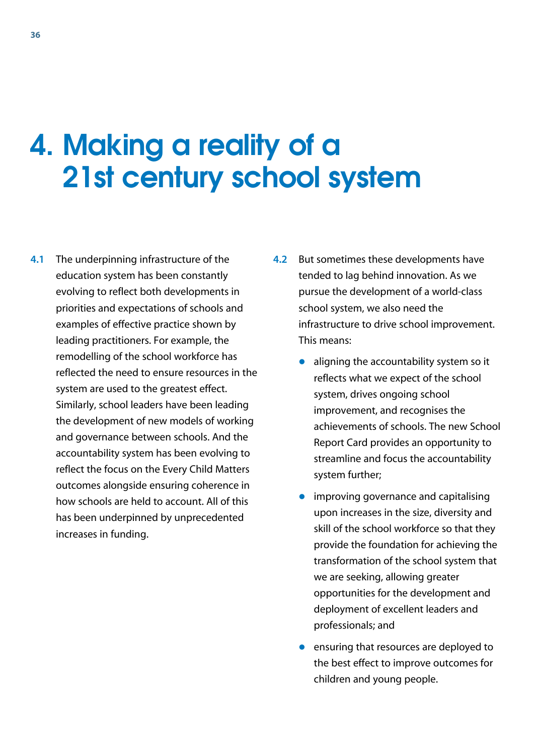# 4. Making a reality of a 21st century school system

**4.1** The underpinning infrastructure of the education system has been constantly evolving to reflect both developments in priorities and expectations of schools and examples of effective practice shown by leading practitioners. For example, the remodelling of the school workforce has reflected the need to ensure resources in the system are used to the greatest effect. Similarly, school leaders have been leading the development of new models of working and governance between schools. And the accountability system has been evolving to reflect the focus on the Every Child Matters outcomes alongside ensuring coherence in how schools are held to account. All of this has been underpinned by unprecedented increases in funding.

**4.2** But sometimes these developments have tended to lag behind innovation. As we pursue the development of a world-class school system, we also need the infrastructure to drive school improvement. This means:

- aligning the accountability system so it reflects what we expect of the school system, drives ongoing school improvement, and recognises the achievements of schools. The new School Report Card provides an opportunity to streamline and focus the accountability system further;
- improving governance and capitalising upon increases in the size, diversity and skill of the school workforce so that they provide the foundation for achieving the transformation of the school system that we are seeking, allowing greater opportunities for the development and deployment of excellent leaders and professionals; and
- ensuring that resources are deployed to the best effect to improve outcomes for children and young people.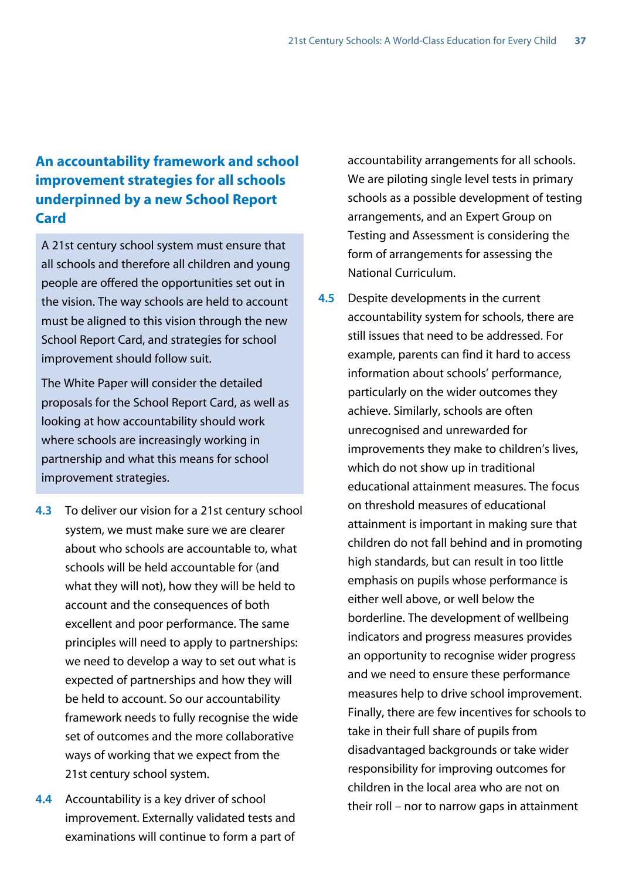## An accountability framework and school improvement strategies for all schools underpinned by a new School Report Card

A 21st century school system must ensure that all schools and therefore all children and young people are offered the opportunities set out in the vision. The way schools are held to account must be aligned to this vision through the new School Report Card, and strategies for school improvement should follow suit.

The White Paper will consider the detailed proposals for the School Report Card, as well as looking at how accountability should work where schools are increasingly working in partnership and what this means for school improvement strategies.

**4.3** To deliver our vision for a 21st century school system, we must make sure we are clearer about who schools are accountable to, what schools will be held accountable for (and what they will not), how they will be held to account and the consequences of both excellent and poor performance. The same principles will need to apply to partnerships: we need to develop a way to set out what is expected of partnerships and how they will be held to account. So our accountability framework needs to fully recognise the wide set of outcomes and the more collaborative ways of working that we expect from the 21st century school system.

**4.4** Accountability is a key driver of school improvement. Externally validated tests and examinations will continue to form a part of accountability arrangements for all schools. We are piloting single level tests in primary schools as a possible development of testing arrangements, and an Expert Group on Testing and Assessment is considering the form of arrangements for assessing the National Curriculum.

**4.5** Despite developments in the current accountability system for schools, there are still issues that need to be addressed. For example, parents can find it hard to access information about schools' performance, particularly on the wider outcomes they achieve. Similarly, schools are often unrecognised and unrewarded for improvements they make to children's lives, which do not show up in traditional educational attainment measures. The focus on threshold measures of educational attainment is important in making sure that children do not fall behind and in promoting high standards, but can result in too little emphasis on pupils whose performance is either well above, or well below the borderline. The development of wellbeing indicators and progress measures provides an opportunity to recognise wider progress and we need to ensure these performance measures help to drive school improvement. Finally, there are few incentives for schools to take in their full share of pupils from disadvantaged backgrounds or take wider responsibility for improving outcomes for children in the local area who are not on their roll – nor to narrow gaps in attainment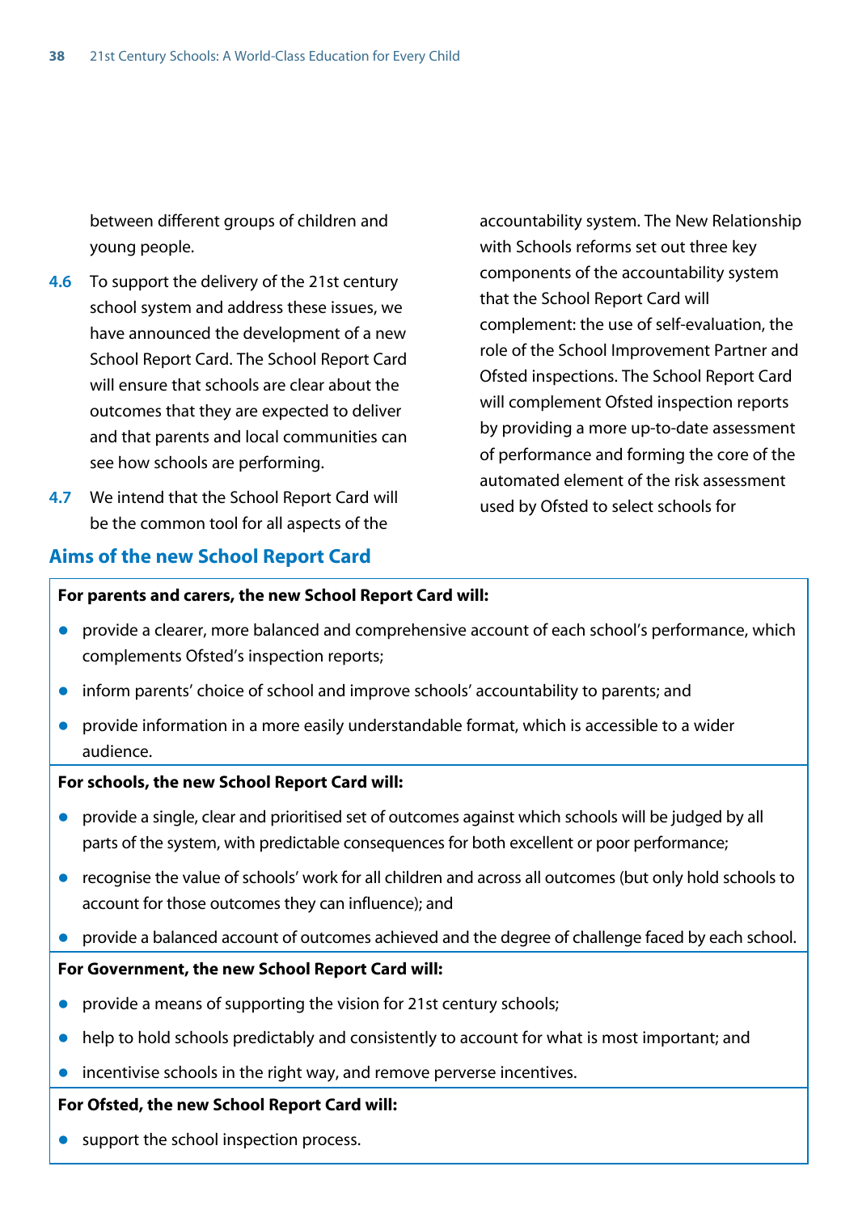between different groups of children and young people.

**4.6** To support the delivery of the 21st century school system and address these issues, we have announced the development of a new School Report Card. The School Report Card will ensure that schools are clear about the outcomes that they are expected to deliver and that parents and local communities can see how schools are performing.

**4.7** We intend that the School Report Card will be the common tool for all aspects of the accountability system. The New Relationship with Schools reforms set out three key components of the accountability system that the School Report Card will complement: the use of self-evaluation, the role of the School Improvement Partner and Ofsted inspections. The School Report Card will complement Ofsted inspection reports by providing a more up-to-date assessment of performance and forming the core of the automated element of the risk assessment used by Ofsted to select schools for

## Aims of the new School Report Card

**For parents and carers, the new School Report Card will:**

- provide a clearer, more balanced and comprehensive account of each school's performance, which complements Ofsted's inspection reports;
- inform parents' choice of school and improve schools' accountability to parents; and
- provide information in a more easily understandable format, which is accessible to a wider audience.

**For schools, the new School Report Card will:**

- provide a single, clear and prioritised set of outcomes against which schools will be judged by all parts of the system, with predictable consequences for both excellent or poor performance;
- recognise the value of schools' work for all children and across all outcomes (but only hold schools to account for those outcomes they can influence); and
- provide a balanced account of outcomes achieved and the degree of challenge faced by each school.

**For Government, the new School Report Card will:**

- provide a means of supporting the vision for 21st century schools;
- help to hold schools predictably and consistently to account for what is most important; and
- incentivise schools in the right way, and remove perverse incentives.

**For Ofsted, the new School Report Card will:**

- support the school inspection process.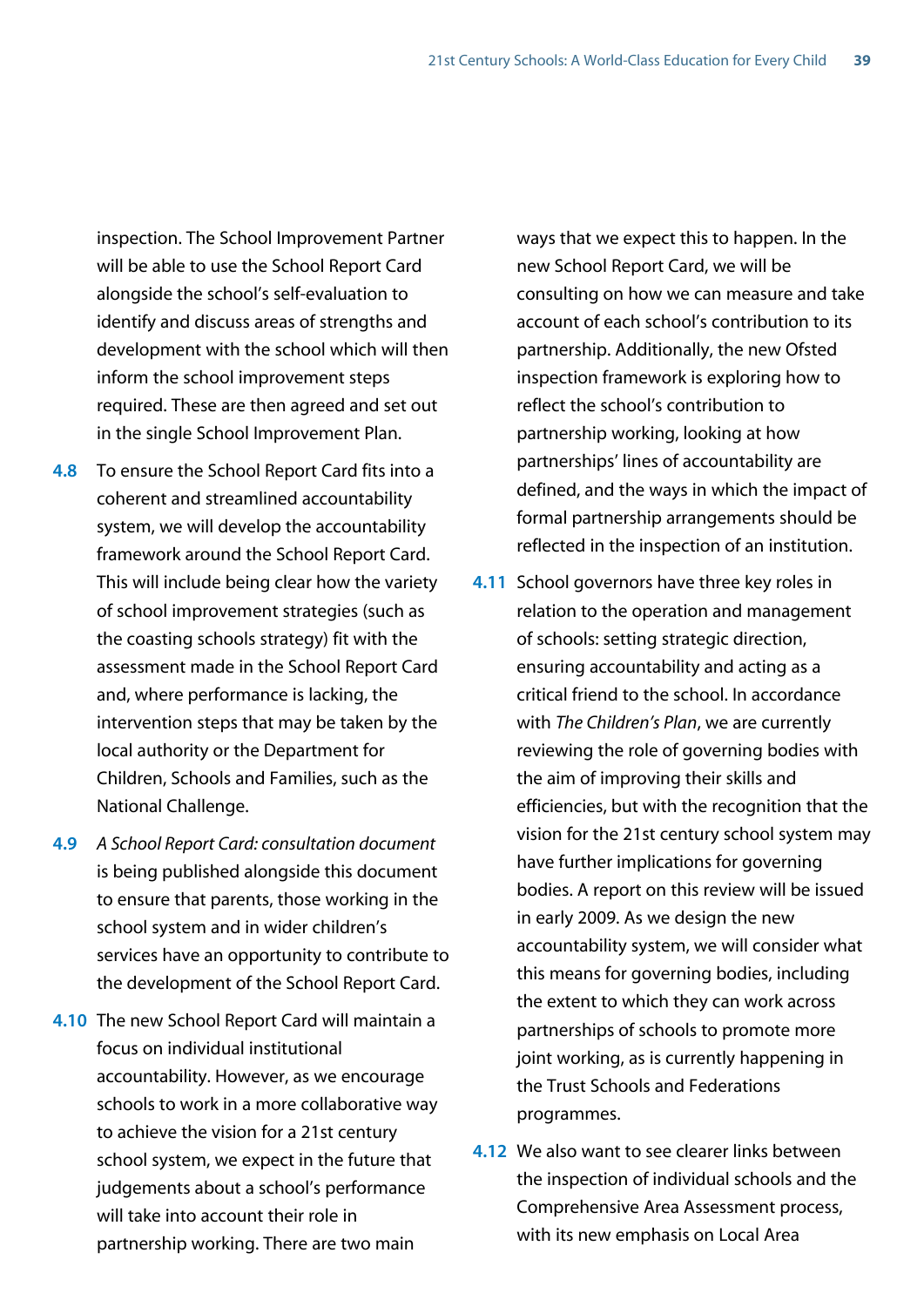inspection. The School Improvement Partner will be able to use the School Report Card alongside the school's self-evaluation to identify and discuss areas of strengths and development with the school which will then inform the school improvement steps required. These are then agreed and set out in the single School Improvement Plan.

**4.8** To ensure the School Report Card fits into a coherent and streamlined accountability system, we will develop the accountability framework around the School Report Card. This will include being clear how the variety of school improvement strategies (such as the coasting schools strategy) fit with the assessment made in the School Report Card and, where performance is lacking, the intervention steps that may be taken by the local authority or the Department for Children, Schools and Families, such as the National Challenge.

**4.9** *A School Report Card: consultation document* is being published alongside this document to ensure that parents, those working in the school system and in wider children's services have an opportunity to contribute to the development of the School Report Card.

**4.10** The new School Report Card will maintain a focus on individual institutional accountability. However, as we encourage schools to work in a more collaborative way to achieve the vision for a 21st century school system, we expect in the future that judgements about a school's performance will take into account their role in partnership working. There are two main ways that we expect this to happen. In the new School Report Card, we will be consulting on how we can measure and take account of each school's contribution to its partnership. Additionally, the new Ofsted inspection framework is exploring how to reflect the school's contribution to partnership working, looking at how partnerships' lines of accountability are defined, and the ways in which the impact of formal partnership arrangements should be reflected in the inspection of an institution.

**4.11** School governors have three key roles in relation to the operation and management of schools: setting strategic direction, ensuring accountability and acting as a critical friend to the school. In accordance with *The Children's Plan*, we are currently reviewing the role of governing bodies with the aim of improving their skills and efficiencies, but with the recognition that the vision for the 21st century school system may have further implications for governing bodies. A report on this review will be issued in early 2009. As we design the new accountability system, we will consider what this means for governing bodies, including the extent to which they can work across partnerships of schools to promote more joint working, as is currently happening in the Trust Schools and Federations programmes.

**4.12** We also want to see clearer links between the inspection of individual schools and the Comprehensive Area Assessment process, with its new emphasis on Local Area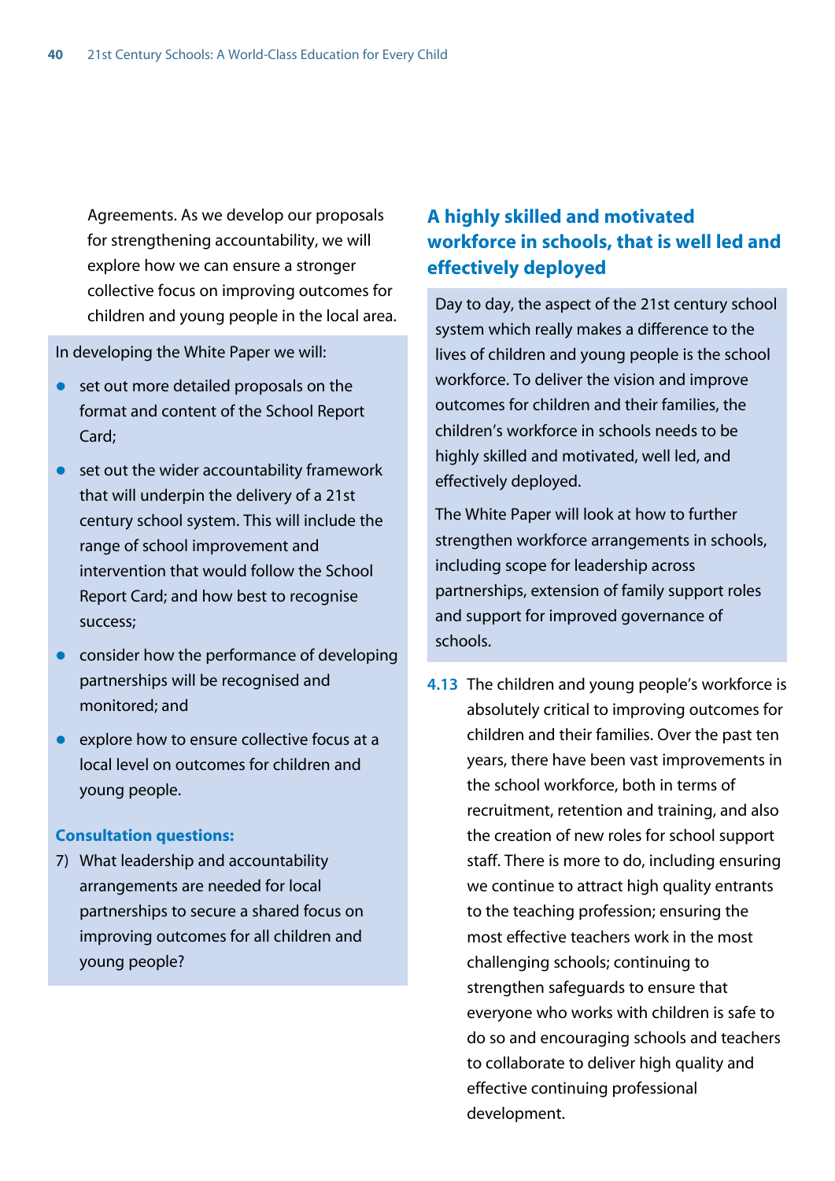Agreements. As we develop our proposals for strengthening accountability, we will explore how we can ensure a stronger collective focus on improving outcomes for children and young people in the local area.

In developing the White Paper we will:

- set out more detailed proposals on the format and content of the School Report Card;
- set out the wider accountability framework that will underpin the delivery of a 21st century school system. This will include the range of school improvement and intervention that would follow the School Report Card; and how best to recognise success;
- consider how the performance of developing partnerships will be recognised and monitored; and
- explore how to ensure collective focus at a local level on outcomes for children and young people.

**Consultation questions:**

7) What leadership and accountability arrangements are needed for local partnerships to secure a shared focus on improving outcomes for all children and young people?

## A highly skilled and motivated workforce in schools, that is well led and effectively deployed

Day to day, the aspect of the 21st century school system which really makes a difference to the lives of children and young people is the school workforce. To deliver the vision and improve outcomes for children and their families, the children's workforce in schools needs to be highly skilled and motivated, well led, and effectively deployed.

The White Paper will look at how to further strengthen workforce arrangements in schools, including scope for leadership across partnerships, extension of family support roles and support for improved governance of schools.

**4.13** The children and young people's workforce is absolutely critical to improving outcomes for children and their families. Over the past ten years, there have been vast improvements in the school workforce, both in terms of recruitment, retention and training, and also the creation of new roles for school support staff. There is more to do, including ensuring we continue to attract high quality entrants to the teaching profession; ensuring the most effective teachers work in the most challenging schools; continuing to strengthen safeguards to ensure that everyone who works with children is safe to do so and encouraging schools and teachers to collaborate to deliver high quality and effective continuing professional development.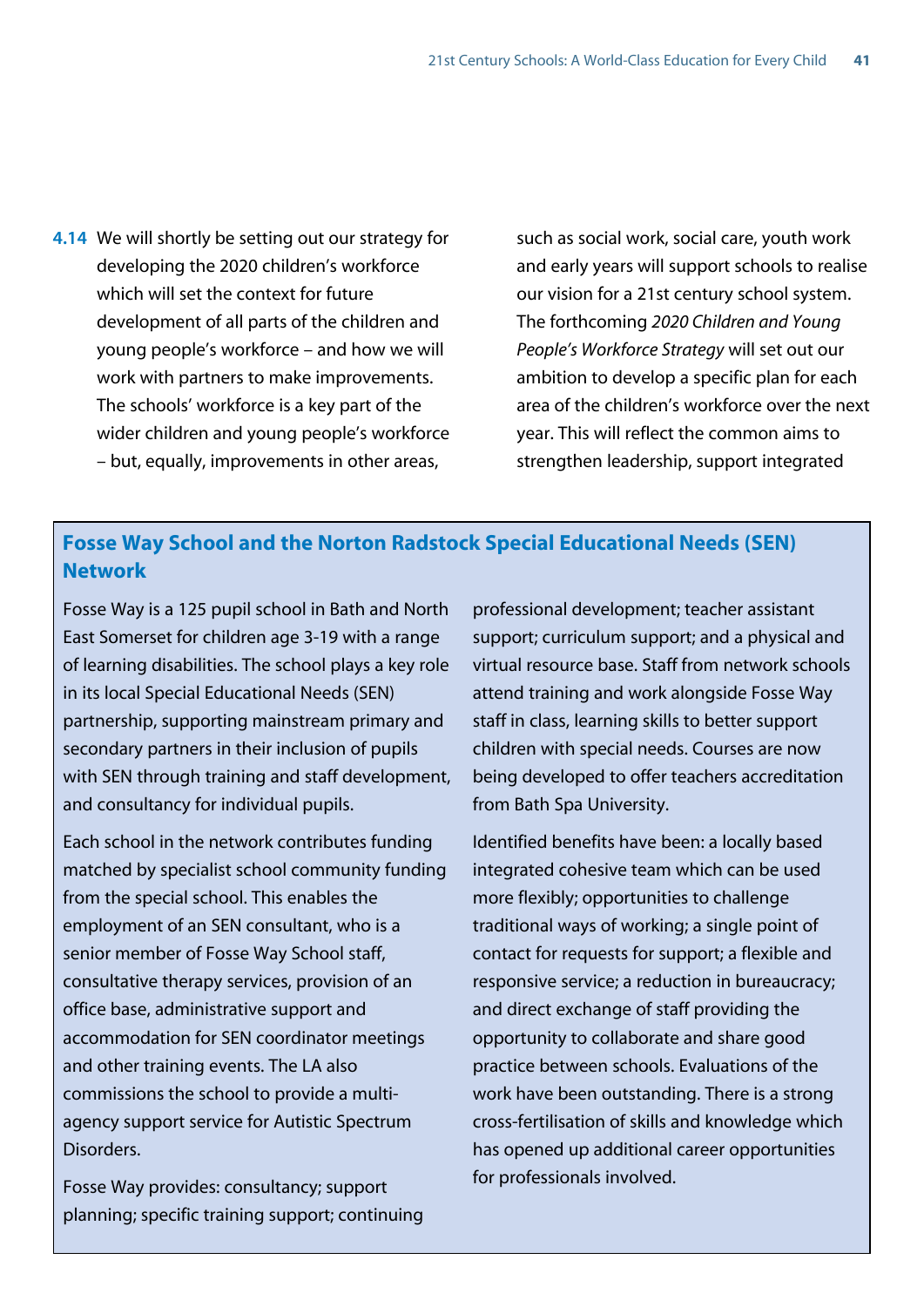**4.14** We will shortly be setting out our strategy for developing the 2020 children's workforce which will set the context for future development of all parts of the children and young people's workforce – and how we will work with partners to make improvements. The schools' workforce is a key part of the wider children and young people's workforce – but, equally, improvements in other areas, such as social work, social care, youth work and early years will support schools to realise our vision for a 21st century school system. The forthcoming *2020 Children and Young People's Workforce Strategy* will set out our ambition to develop a specific plan for each area of the children's workforce over the next year. This will reflect the common aims to strengthen leadership, support integrated

## Fosse Way School and the Norton Radstock Special Educational Needs (SEN) Network

Fosse Way is a 125 pupil school in Bath and North East Somerset for children age 3-19 with a range of learning disabilities. The school plays a key role in its local Special Educational Needs (SEN) partnership, supporting mainstream primary and secondary partners in their inclusion of pupils with SEN through training and staff development, and consultancy for individual pupils.

Each school in the network contributes funding matched by specialist school community funding from the special school. This enables the employment of an SEN consultant, who is a senior member of Fosse Way School staff, consultative therapy services, provision of an office base, administrative support and accommodation for SEN coordinator meetings and other training events. The LA also commissions the school to provide a multi-agency support service for Autistic Spectrum Disorders.

Fosse Way provides: consultancy; support planning; specific training support; continuing professional development; teacher assistant support; curriculum support; and a physical and virtual resource base. Staff from network schools attend training and work alongside Fosse Way staff in class, learning skills to better support children with special needs. Courses are now being developed to offer teachers accreditation from Bath Spa University.

Identified benefits have been: a locally based integrated cohesive team which can be used more flexibly; opportunities to challenge traditional ways of working; a single point of contact for requests for support; a flexible and responsive service; a reduction in bureaucracy; and direct exchange of staff providing the opportunity to collaborate and share good practice between schools. Evaluations of the work have been outstanding. There is a strong cross-fertilisation of skills and knowledge which has opened up additional career opportunities for professionals involved.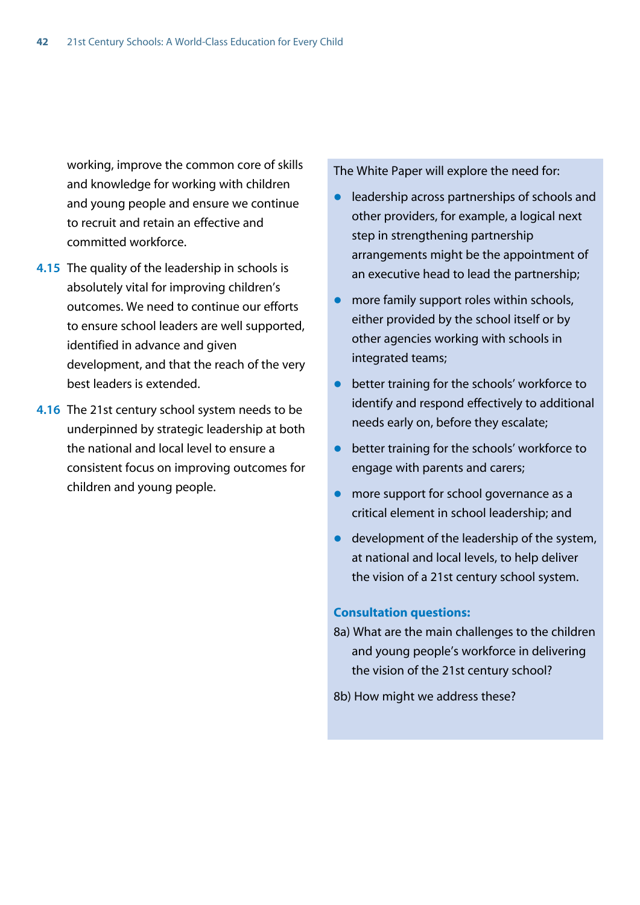working, improve the common core of skills and knowledge for working with children and young people and ensure we continue to recruit and retain an effective and committed workforce.

**4.15** The quality of the leadership in schools is absolutely vital for improving children's outcomes. We need to continue our efforts to ensure school leaders are well supported, identified in advance and given development, and that the reach of the very best leaders is extended.

**4.16** The 21st century school system needs to be underpinned by strategic leadership at both the national and local level to ensure a consistent focus on improving outcomes for children and young people.

The White Paper will explore the need for:

- leadership across partnerships of schools and other providers, for example, a logical next step in strengthening partnership arrangements might be the appointment of an executive head to lead the partnership;
- more family support roles within schools, either provided by the school itself or by other agencies working with schools in integrated teams;
- better training for the schools' workforce to identify and respond effectively to additional needs early on, before they escalate;
- better training for the schools' workforce to engage with parents and carers;
- more support for school governance as a critical element in school leadership; and
- development of the leadership of the system, at national and local levels, to help deliver the vision of a 21st century school system.

**Consultation questions:**

8a) What are the main challenges to the children and young people's workforce in delivering the vision of the 21st century school?

8b) How might we address these?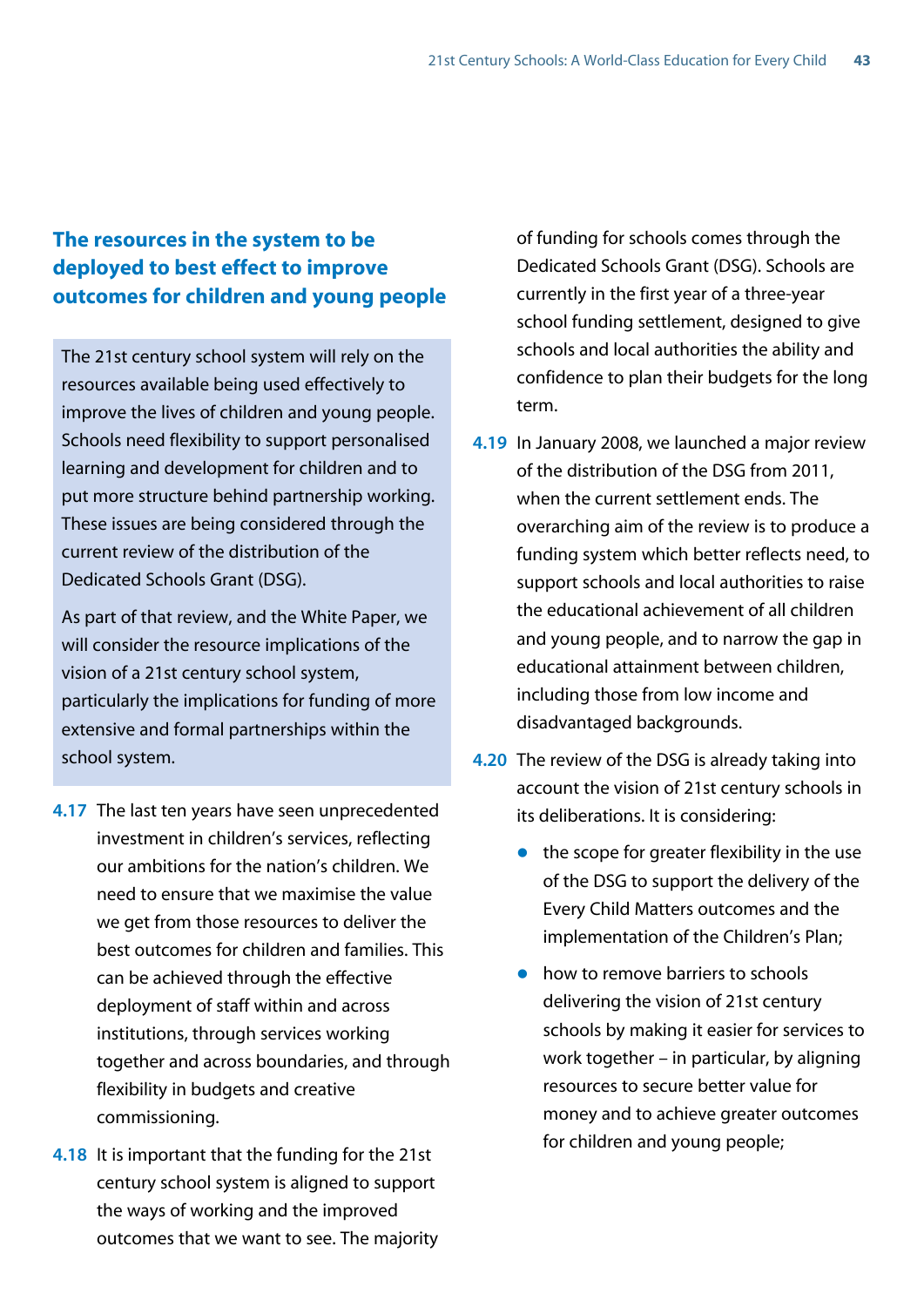## The resources in the system to be deployed to best effect to improve outcomes for children and young people

The 21st century school system will rely on the resources available being used effectively to improve the lives of children and young people. Schools need flexibility to support personalised learning and development for children and to put more structure behind partnership working. These issues are being considered through the current review of the distribution of the Dedicated Schools Grant (DSG).

As part of that review, and the White Paper, we will consider the resource implications of the vision of a 21st century school system, particularly the implications for funding of more extensive and formal partnerships within the school system.

**4.17** The last ten years have seen unprecedented investment in children's services, reflecting our ambitions for the nation's children. We need to ensure that we maximise the value we get from those resources to deliver the best outcomes for children and families. This can be achieved through the effective deployment of staff within and across institutions, through services working together and across boundaries, and through flexibility in budgets and creative commissioning.

**4.18** It is important that the funding for the 21st century school system is aligned to support the ways of working and the improved outcomes that we want to see. The majority of funding for schools comes through the Dedicated Schools Grant (DSG). Schools are currently in the first year of a three-year school funding settlement, designed to give schools and local authorities the ability and confidence to plan their budgets for the long term.

**4.19** In January 2008, we launched a major review of the distribution of the DSG from 2011, when the current settlement ends. The overarching aim of the review is to produce a funding system which better reflects need, to support schools and local authorities to raise the educational achievement of all children and young people, and to narrow the gap in educational attainment between children, including those from low income and disadvantaged backgrounds.

**4.20** The review of the DSG is already taking into account the vision of 21st century schools in its deliberations. It is considering:

- the scope for greater flexibility in the use of the DSG to support the delivery of the Every Child Matters outcomes and the implementation of the Children's Plan;
- how to remove barriers to schools delivering the vision of 21st century schools by making it easier for services to work together – in particular, by aligning resources to secure better value for money and to achieve greater outcomes for children and young people;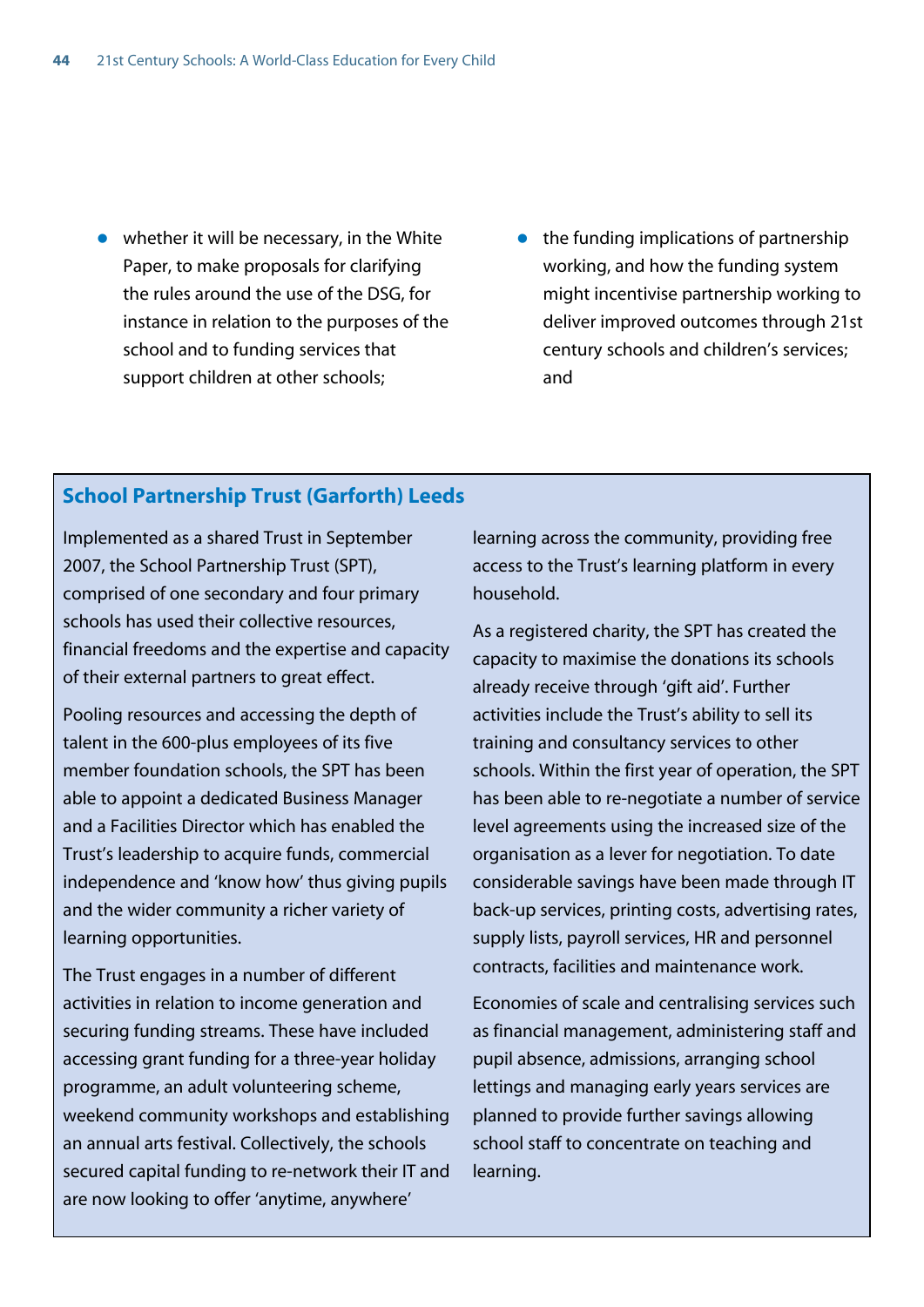- whether it will be necessary, in the White Paper, to make proposals for clarifying the rules around the use of the DSG, for instance in relation to the purposes of the school and to funding services that support children at other schools;
- the funding implications of partnership working, and how the funding system might incentivise partnership working to deliver improved outcomes through 21st century schools and children's services; and

### School Partnership Trust (Garforth) Leeds

Implemented as a shared Trust in September 2007, the School Partnership Trust (SPT), comprised of one secondary and four primary schools has used their collective resources, financial freedoms and the expertise and capacity of their external partners to great effect.

Pooling resources and accessing the depth of talent in the 600-plus employees of its five member foundation schools, the SPT has been able to appoint a dedicated Business Manager and a Facilities Director which has enabled the Trust's leadership to acquire funds, commercial independence and 'know how' thus giving pupils and the wider community a richer variety of learning opportunities.

The Trust engages in a number of different activities in relation to income generation and securing funding streams. These have included accessing grant funding for a three-year holiday programme, an adult volunteering scheme, weekend community workshops and establishing an annual arts festival. Collectively, the schools secured capital funding to re-network their IT and are now looking to offer 'anytime, anywhere' learning across the community, providing free access to the Trust's learning platform in every household.

As a registered charity, the SPT has created the capacity to maximise the donations its schools already receive through 'gift aid'. Further activities include the Trust's ability to sell its training and consultancy services to other schools. Within the first year of operation, the SPT has been able to re-negotiate a number of service level agreements using the increased size of the organisation as a lever for negotiation. To date considerable savings have been made through IT back-up services, printing costs, advertising rates, supply lists, payroll services, HR and personnel contracts, facilities and maintenance work.

Economies of scale and centralising services such as financial management, administering staff and pupil absence, admissions, arranging school lettings and managing early years services are planned to provide further savings allowing school staff to concentrate on teaching and learning.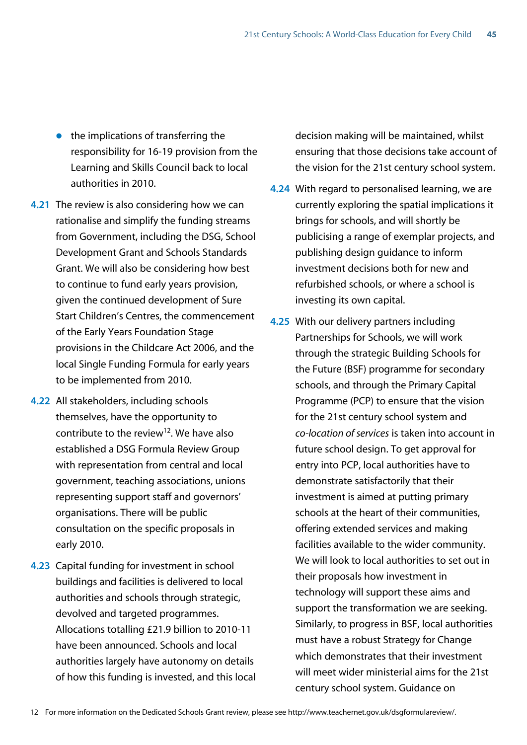- the implications of transferring the responsibility for 16-19 provision from the Learning and Skills Council back to local authorities in 2010.

**4.21** The review is also considering how we can rationalise and simplify the funding streams from Government, including the DSG, School Development Grant and Schools Standards Grant. We will also be considering how best to continue to fund early years provision, given the continued development of Sure Start Children's Centres, the commencement of the Early Years Foundation Stage provisions in the Childcare Act 2006, and the local Single Funding Formula for early years to be implemented from 2010.

**4.22** All stakeholders, including schools themselves, have the opportunity to contribute to the review[12]. We have also established a DSG Formula Review Group with representation from central and local government, teaching associations, unions representing support staff and governors' organisations. There will be public consultation on the specific proposals in early 2010.

**4.23** Capital funding for investment in school buildings and facilities is delivered to local authorities and schools through strategic, devolved and targeted programmes. Allocations totalling £21.9 billion to 2010-11 have been announced. Schools and local authorities largely have autonomy on details of how this funding is invested, and this local decision making will be maintained, whilst ensuring that those decisions take account of the vision for the 21st century school system.

**4.24** With regard to personalised learning, we are currently exploring the spatial implications it brings for schools, and will shortly be publicising a range of exemplar projects, and publishing design guidance to inform investment decisions both for new and refurbished schools, or where a school is investing its own capital.

**4.25** With our delivery partners including Partnerships for Schools, we will work through the strategic Building Schools for the Future (BSF) programme for secondary schools, and through the Primary Capital Programme (PCP) to ensure that the vision for the 21st century school system and *co-location of services* is taken into account in future school design. To get approval for entry into PCP, local authorities have to demonstrate satisfactorily that their investment is aimed at putting primary schools at the heart of their communities, offering extended services and making facilities available to the wider community. We will look to local authorities to set out in their proposals how investment in technology will support these aims and support the transformation we are seeking. Similarly, to progress in BSF, local authorities must have a robust Strategy for Change which demonstrates that their investment will meet wider ministerial aims for the 21st century school system. Guidance on

12 For more information on the Dedicated Schools Grant review, please see http://www.teachernet.gov.uk/dsgformulareview/.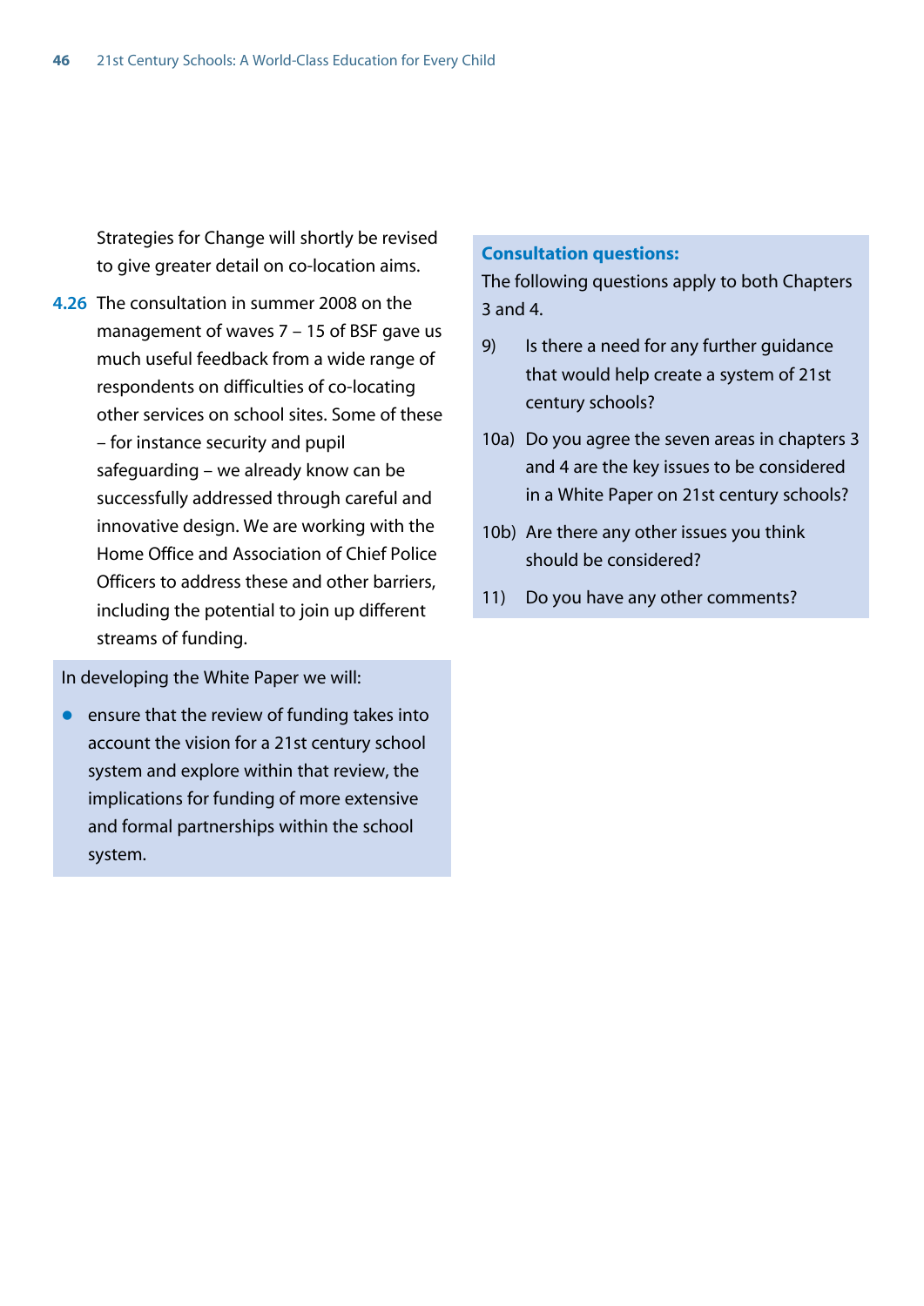Strategies for Change will shortly be revised to give greater detail on co-location aims.

**4.26** The consultation in summer 2008 on the management of waves 7 – 15 of BSF gave us much useful feedback from a wide range of respondents on difficulties of co-locating other services on school sites. Some of these – for instance security and pupil safeguarding – we already know can be successfully addressed through careful and innovative design. We are working with the Home Office and Association of Chief Police Officers to address these and other barriers, including the potential to join up different streams of funding.

In developing the White Paper we will:

- ensure that the review of funding takes into account the vision for a 21st century school system and explore within that review, the implications for funding of more extensive and formal partnerships within the school system.

**Consultation questions:**

The following questions apply to both Chapters 3 and 4.

9) Is there a need for any further guidance that would help create a system of 21st century schools?

10a) Do you agree the seven areas in chapters 3 and 4 are the key issues to be considered in a White Paper on 21st century schools?

10b) Are there any other issues you think should be considered?

11) Do you have any other comments?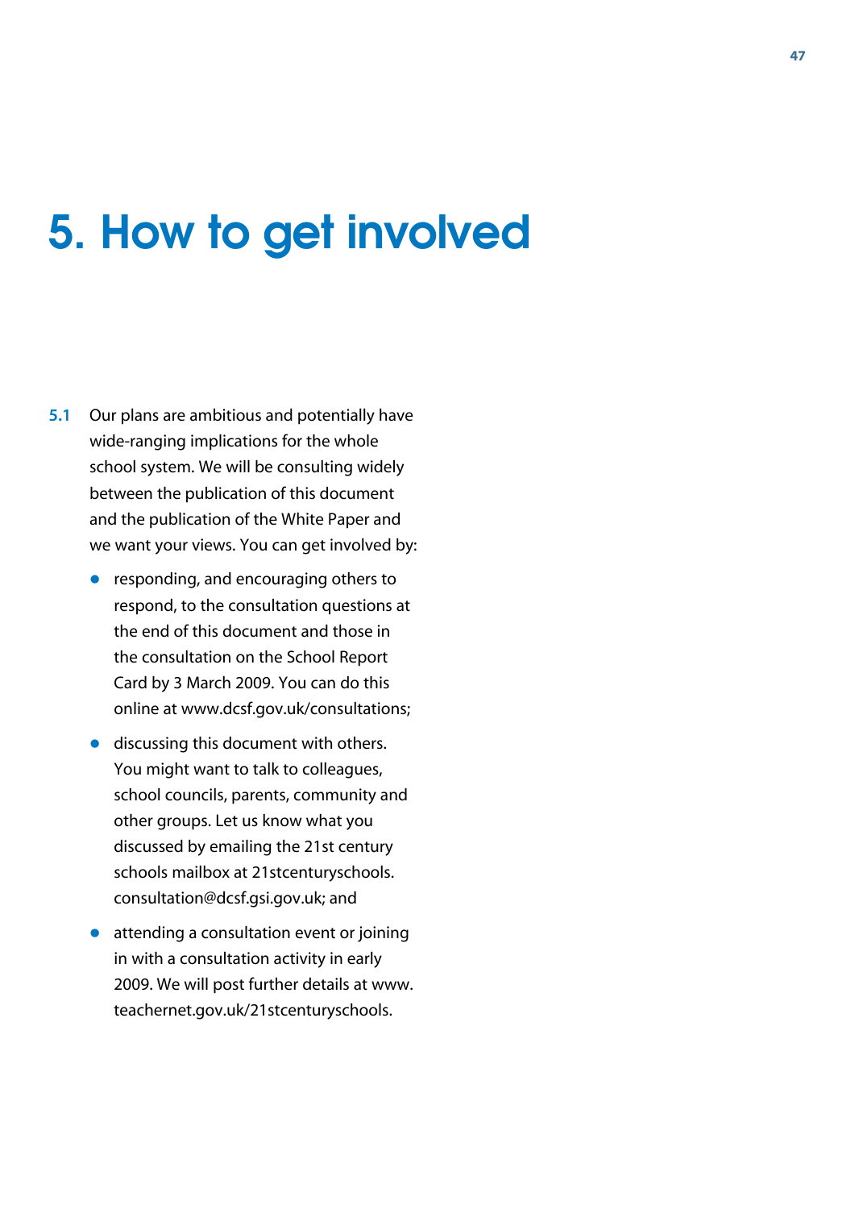# 5. How to get involved

**5.1** Our plans are ambitious and potentially have wide-ranging implications for the whole school system. We will be consulting widely between the publication of this document and the publication of the White Paper and we want your views. You can get involved by:

- responding, and encouraging others to respond, to the consultation questions at the end of this document and those in the consultation on the School Report Card by 3 March 2009. You can do this online at www.dcsf.gov.uk/consultations;
- discussing this document with others. You might want to talk to colleagues, school councils, parents, community and other groups. Let us know what you discussed by emailing the 21st century schools mailbox at 21stcenturyschools.consultation@dcsf.gsi.gov.uk; and
- attending a consultation event or joining in with a consultation activity in early 2009. We will post further details at www.teachernet.gov.uk/21stcenturyschools.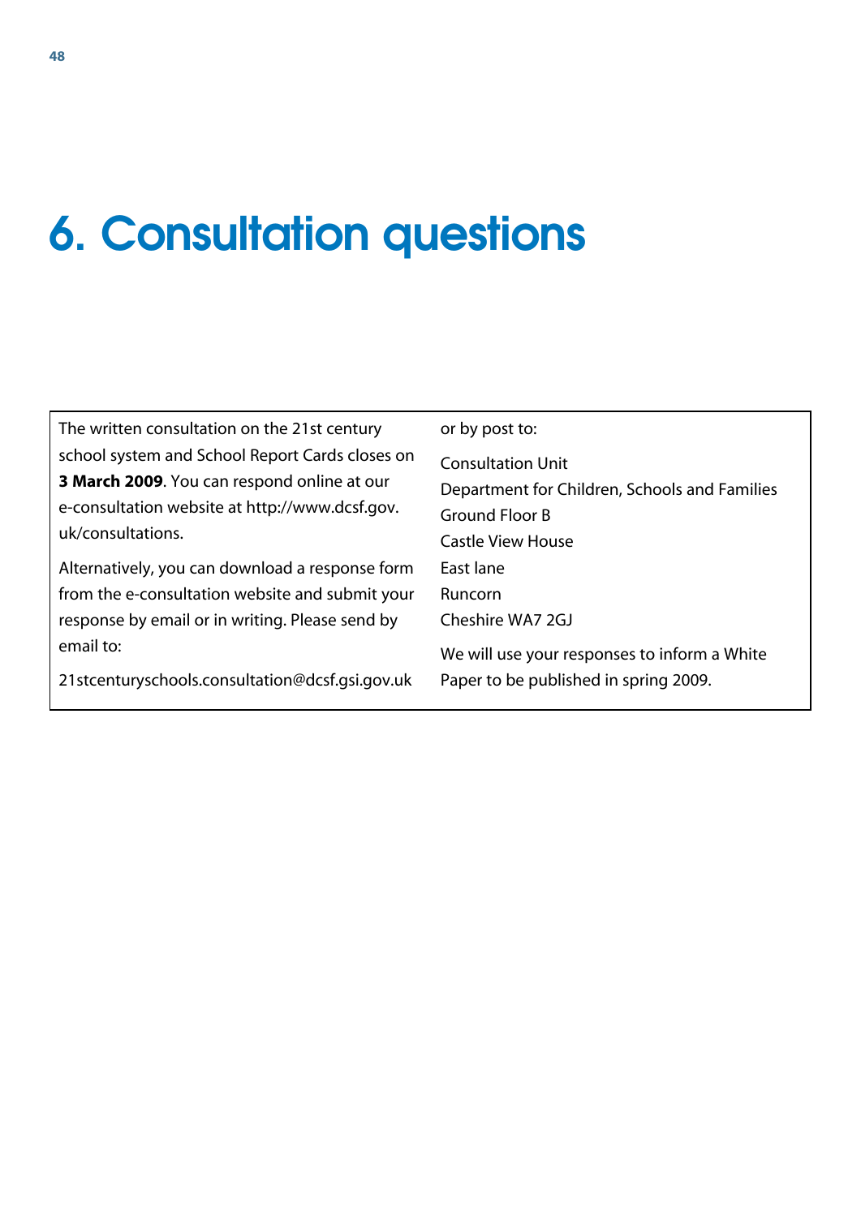# 6. Consultation questions

The written consultation on the 21st century school system and School Report Cards closes on **3 March 2009**. You can respond online at our e-consultation website at http://www.dcsf.gov.uk/consultations.

Alternatively, you can download a response form from the e-consultation website and submit your response by email or in writing. Please send by email to:

21stcenturyschools.consultation@dcsf.gsi.gov.uk

or by post to:

Consultation Unit
Department for Children, Schools and Families
Ground Floor B
Castle View House
East lane
Runcorn
Cheshire WA7 2GJ

We will use your responses to inform a White Paper to be published in spring 2009.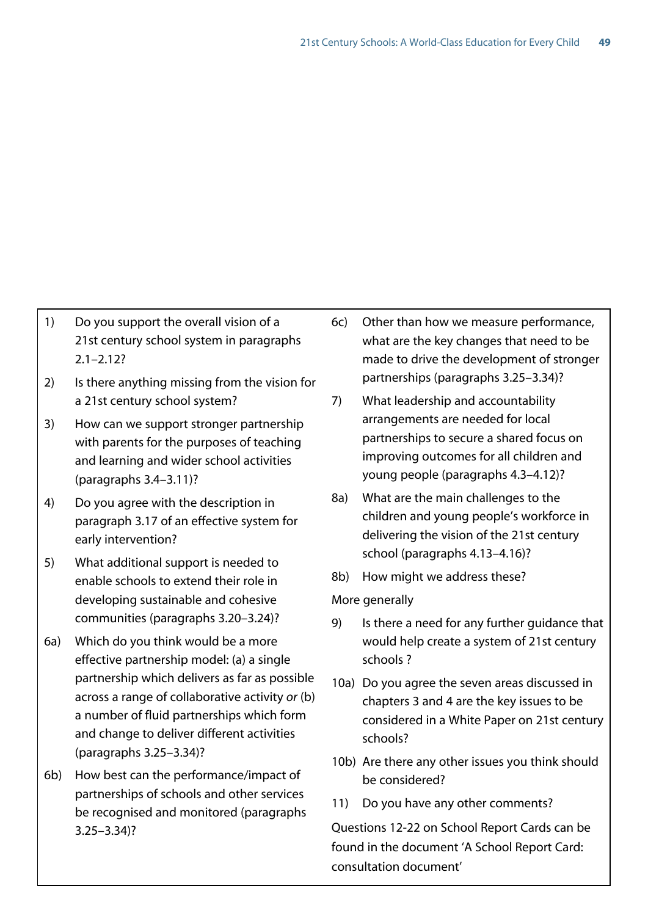1) Do you support the overall vision of a 21st century school system in paragraphs 2.1–2.12?

2) Is there anything missing from the vision for a 21st century school system?

3) How can we support stronger partnership with parents for the purposes of teaching and learning and wider school activities (paragraphs 3.4–3.11)?

4) Do you agree with the description in paragraph 3.17 of an effective system for early intervention?

5) What additional support is needed to enable schools to extend their role in developing sustainable and cohesive communities (paragraphs 3.20–3.24)?

6a) Which do you think would be a more effective partnership model: (a) a single partnership which delivers as far as possible across a range of collaborative activity *or* (b) a number of fluid partnerships which form and change to deliver different activities (paragraphs 3.25–3.34)?

6b) How best can the performance/impact of partnerships of schools and other services be recognised and monitored (paragraphs 3.25–3.34)?

6c) Other than how we measure performance, what are the key changes that need to be made to drive the development of stronger partnerships (paragraphs 3.25–3.34)?

7) What leadership and accountability arrangements are needed for local partnerships to secure a shared focus on improving outcomes for all children and young people (paragraphs 4.3–4.12)?

8a) What are the main challenges to the children and young people's workforce in delivering the vision of the 21st century school (paragraphs 4.13–4.16)?

8b) How might we address these?

More generally

9) Is there a need for any further guidance that would help create a system of 21st century schools ?

10a) Do you agree the seven areas discussed in chapters 3 and 4 are the key issues to be considered in a White Paper on 21st century schools?

10b) Are there any other issues you think should be considered?

11) Do you have any other comments?

Questions 12-22 on School Report Cards can be found in the document 'A School Report Card: consultation document'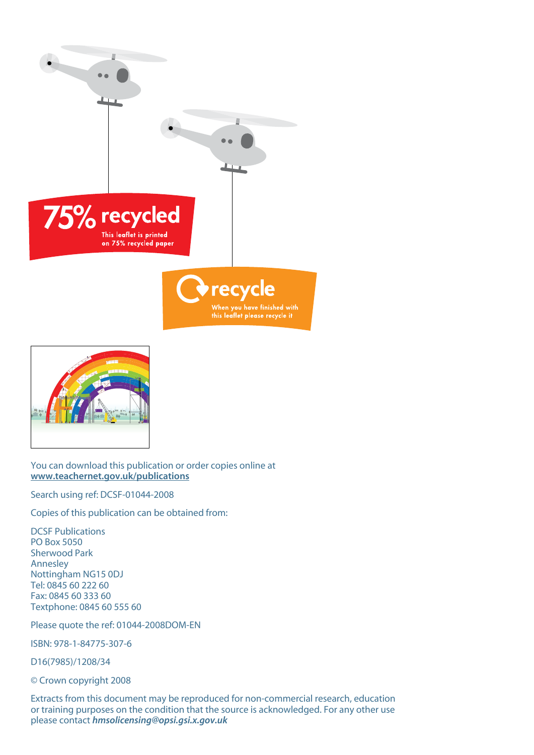75% recycled

This leaflet is printed on 75% recycled paper

recycle

When you have finished with this leaflet please recycle it

You can download this publication or order copies online at
**www.teachernet.gov.uk/publications**

Search using ref: DCSF-01044-2008

Copies of this publication can be obtained from:

DCSF Publications
PO Box 5050
Sherwood Park
Annesley
Nottingham NG15 0DJ
Tel: 0845 60 222 60
Fax: 0845 60 333 60
Textphone: 0845 60 555 60

Please quote the ref: 01044-2008DOM-EN

ISBN: 978-1-84775-307-6

D16(7985)/1208/34

© Crown copyright 2008

Extracts from this document may be reproduced for non-commercial research, education or training purposes on the condition that the source is acknowledged. For any other use please contact ***hmsolicensing@opsi.gsi.x.gov.uk***